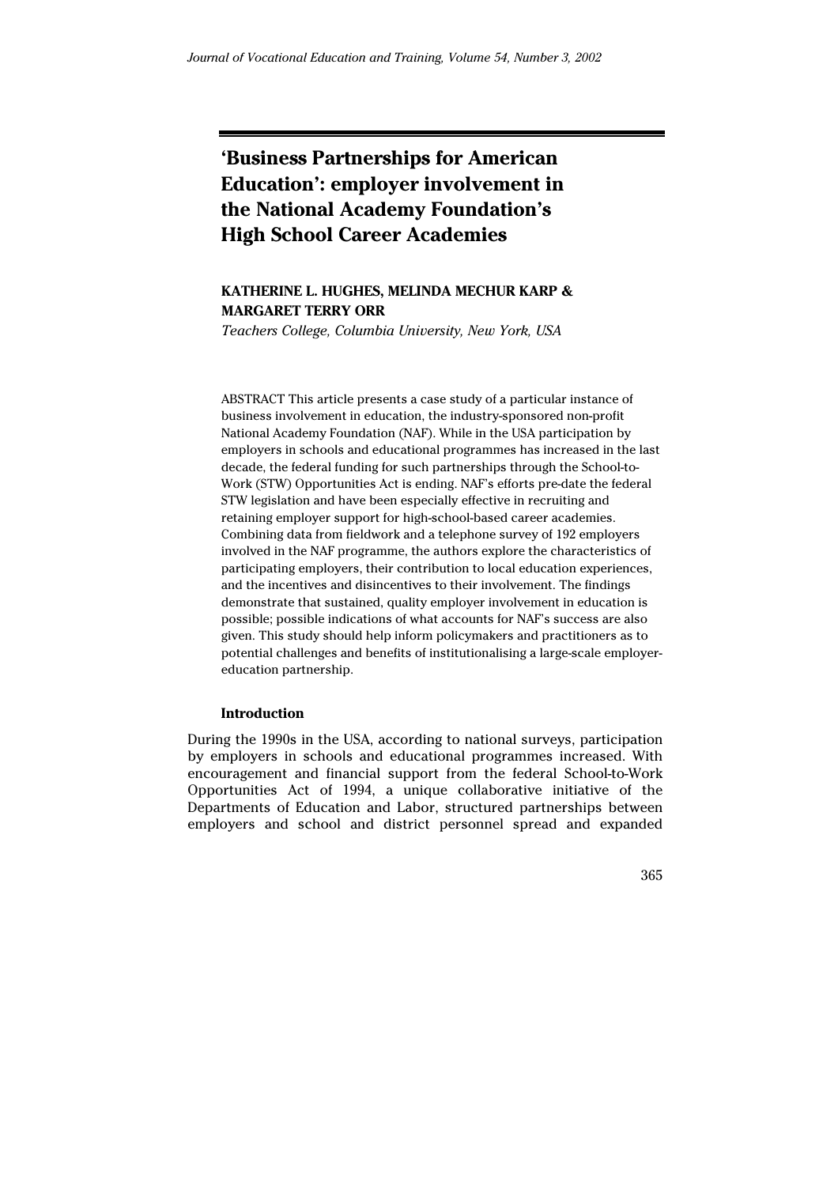# 'Business Partnerships for American Education': employer involvement in the National Academy Foundation's High School Career Academies

**KATHERINE L. HUGHES, MELINDA MECHUR KARP & MARGARET TERRY ORR**

*Teachers College, Columbia University, New York, USA*

ABSTRACT This article presents a case study of a particular instance of business involvement in education, the industry-sponsored non-profit National Academy Foundation (NAF). While in the USA participation by employers in schools and educational programmes has increased in the last decade, the federal funding for such partnerships through the School-to-Work (STW) Opportunities Act is ending. NAF's efforts pre-date the federal STW legislation and have been especially effective in recruiting and retaining employer support for high-school-based career academies. Combining data from fieldwork and a telephone survey of 192 employers involved in the NAF programme, the authors explore the characteristics of participating employers, their contribution to local education experiences, and the incentives and disincentives to their involvement. The findings demonstrate that sustained, quality employer involvement in education is possible; possible indications of what accounts for NAF's success are also given. This study should help inform policymakers and practitioners as to potential challenges and benefits of institutionalising a large-scale employer-education partnership.

## Introduction

During the 1990s in the USA, according to national surveys, participation by employers in schools and educational programmes increased. With encouragement and financial support from the federal School-to-Work Opportunities Act of 1994, a unique collaborative initiative of the Departments of Education and Labor, structured partnerships between employers and school and district personnel spread and expanded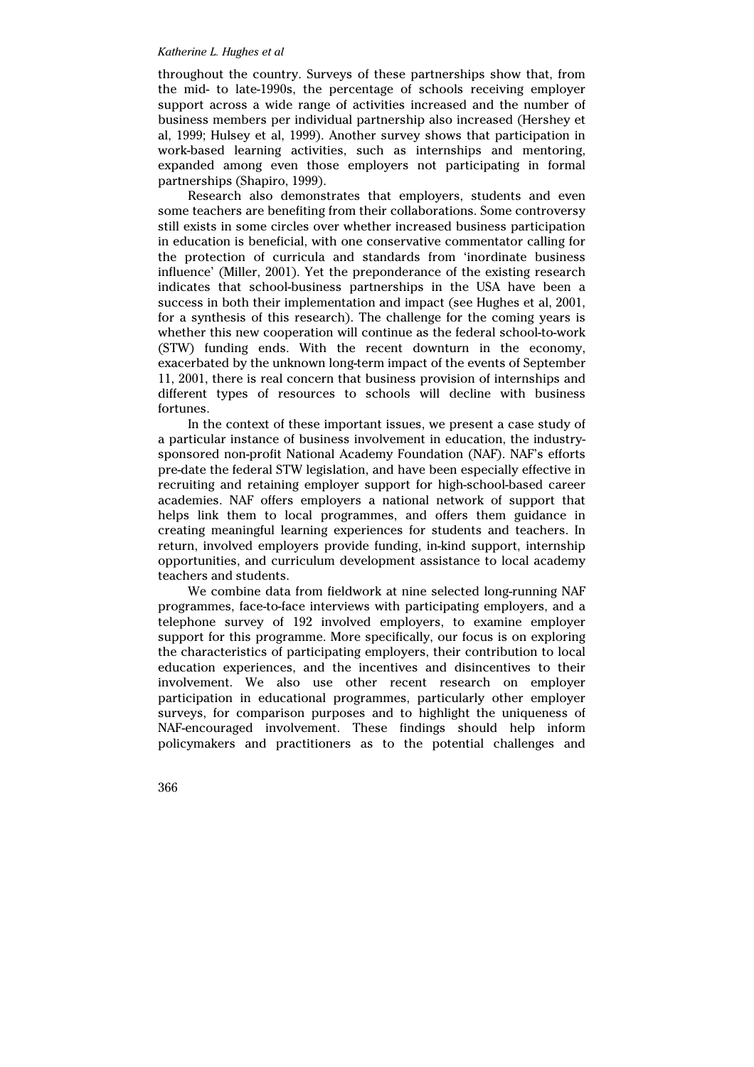throughout the country. Surveys of these partnerships show that, from the mid- to late-1990s, the percentage of schools receiving employer support across a wide range of activities increased and the number of business members per individual partnership also increased (Hershey et al, 1999; Hulsey et al, 1999). Another survey shows that participation in work-based learning activities, such as internships and mentoring, expanded among even those employers not participating in formal partnerships (Shapiro, 1999).

Research also demonstrates that employers, students and even some teachers are benefiting from their collaborations. Some controversy still exists in some circles over whether increased business participation in education is beneficial, with one conservative commentator calling for the protection of curricula and standards from 'inordinate business influence' (Miller, 2001). Yet the preponderance of the existing research indicates that school-business partnerships in the USA have been a success in both their implementation and impact (see Hughes et al, 2001, for a synthesis of this research). The challenge for the coming years is whether this new cooperation will continue as the federal school-to-work (STW) funding ends. With the recent downturn in the economy, exacerbated by the unknown long-term impact of the events of September 11, 2001, there is real concern that business provision of internships and different types of resources to schools will decline with business fortunes.

In the context of these important issues, we present a case study of a particular instance of business involvement in education, the industry-sponsored non-profit National Academy Foundation (NAF). NAF's efforts pre-date the federal STW legislation, and have been especially effective in recruiting and retaining employer support for high-school-based career academies. NAF offers employers a national network of support that helps link them to local programmes, and offers them guidance in creating meaningful learning experiences for students and teachers. In return, involved employers provide funding, in-kind support, internship opportunities, and curriculum development assistance to local academy teachers and students.

We combine data from fieldwork at nine selected long-running NAF programmes, face-to-face interviews with participating employers, and a telephone survey of 192 involved employers, to examine employer support for this programme. More specifically, our focus is on exploring the characteristics of participating employers, their contribution to local education experiences, and the incentives and disincentives to their involvement. We also use other recent research on employer participation in educational programmes, particularly other employer surveys, for comparison purposes and to highlight the uniqueness of NAF-encouraged involvement. These findings should help inform policymakers and practitioners as to the potential challenges and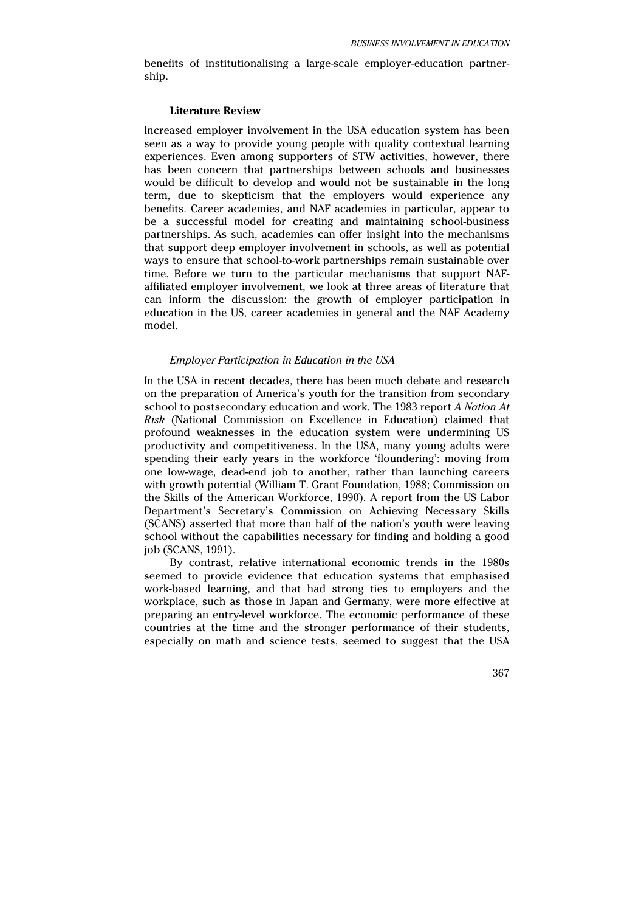benefits of institutionalising a large-scale employer-education partnership.

### Literature Review

Increased employer involvement in the USA education system has been seen as a way to provide young people with quality contextual learning experiences. Even among supporters of STW activities, however, there has been concern that partnerships between schools and businesses would be difficult to develop and would not be sustainable in the long term, due to skepticism that the employers would experience any benefits. Career academies, and NAF academies in particular, appear to be a successful model for creating and maintaining school-business partnerships. As such, academies can offer insight into the mechanisms that support deep employer involvement in schools, as well as potential ways to ensure that school-to-work partnerships remain sustainable over time. Before we turn to the particular mechanisms that support NAF-affiliated employer involvement, we look at three areas of literature that can inform the discussion: the growth of employer participation in education in the US, career academies in general and the NAF Academy model.

#### *Employer Participation in Education in the USA*

In the USA in recent decades, there has been much debate and research on the preparation of America's youth for the transition from secondary school to postsecondary education and work. The 1983 report *A Nation At Risk* (National Commission on Excellence in Education) claimed that profound weaknesses in the education system were undermining US productivity and competitiveness. In the USA, many young adults were spending their early years in the workforce 'floundering': moving from one low-wage, dead-end job to another, rather than launching careers with growth potential (William T. Grant Foundation, 1988; Commission on the Skills of the American Workforce, 1990). A report from the US Labor Department's Secretary's Commission on Achieving Necessary Skills (SCANS) asserted that more than half of the nation's youth were leaving school without the capabilities necessary for finding and holding a good job (SCANS, 1991).

By contrast, relative international economic trends in the 1980s seemed to provide evidence that education systems that emphasised work-based learning, and that had strong ties to employers and the workplace, such as those in Japan and Germany, were more effective at preparing an entry-level workforce. The economic performance of these countries at the time and the stronger performance of their students, especially on math and science tests, seemed to suggest that the USA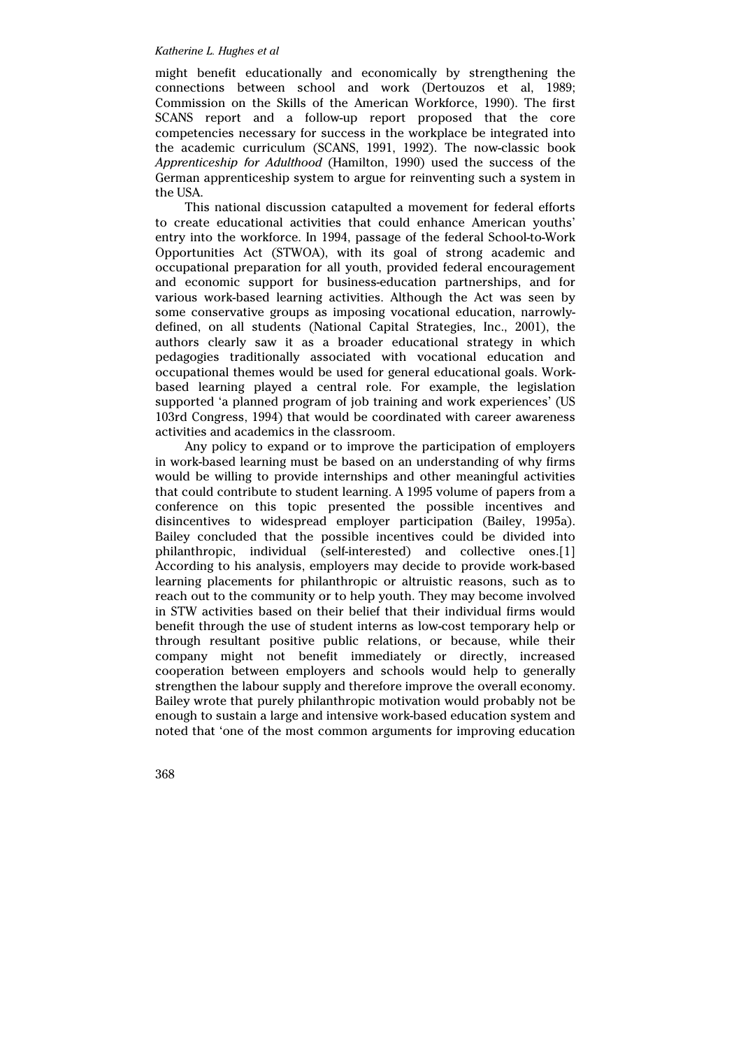might benefit educationally and economically by strengthening the connections between school and work (Dertouzos et al, 1989; Commission on the Skills of the American Workforce, 1990). The first SCANS report and a follow-up report proposed that the core competencies necessary for success in the workplace be integrated into the academic curriculum (SCANS, 1991, 1992). The now-classic book *Apprenticeship for Adulthood* (Hamilton, 1990) used the success of the German apprenticeship system to argue for reinventing such a system in the USA.

This national discussion catapulted a movement for federal efforts to create educational activities that could enhance American youths' entry into the workforce. In 1994, passage of the federal School-to-Work Opportunities Act (STWOA), with its goal of strong academic and occupational preparation for all youth, provided federal encouragement and economic support for business-education partnerships, and for various work-based learning activities. Although the Act was seen by some conservative groups as imposing vocational education, narrowly-defined, on all students (National Capital Strategies, Inc., 2001), the authors clearly saw it as a broader educational strategy in which pedagogies traditionally associated with vocational education and occupational themes would be used for general educational goals. Work-based learning played a central role. For example, the legislation supported 'a planned program of job training and work experiences' (US 103rd Congress, 1994) that would be coordinated with career awareness activities and academics in the classroom.

Any policy to expand or to improve the participation of employers in work-based learning must be based on an understanding of why firms would be willing to provide internships and other meaningful activities that could contribute to student learning. A 1995 volume of papers from a conference on this topic presented the possible incentives and disincentives to widespread employer participation (Bailey, 1995a). Bailey concluded that the possible incentives could be divided into philanthropic, individual (self-interested) and collective ones.[1] According to his analysis, employers may decide to provide work-based learning placements for philanthropic or altruistic reasons, such as to reach out to the community or to help youth. They may become involved in STW activities based on their belief that their individual firms would benefit through the use of student interns as low-cost temporary help or through resultant positive public relations, or because, while their company might not benefit immediately or directly, increased cooperation between employers and schools would help to generally strengthen the labour supply and therefore improve the overall economy. Bailey wrote that purely philanthropic motivation would probably not be enough to sustain a large and intensive work-based education system and noted that 'one of the most common arguments for improving education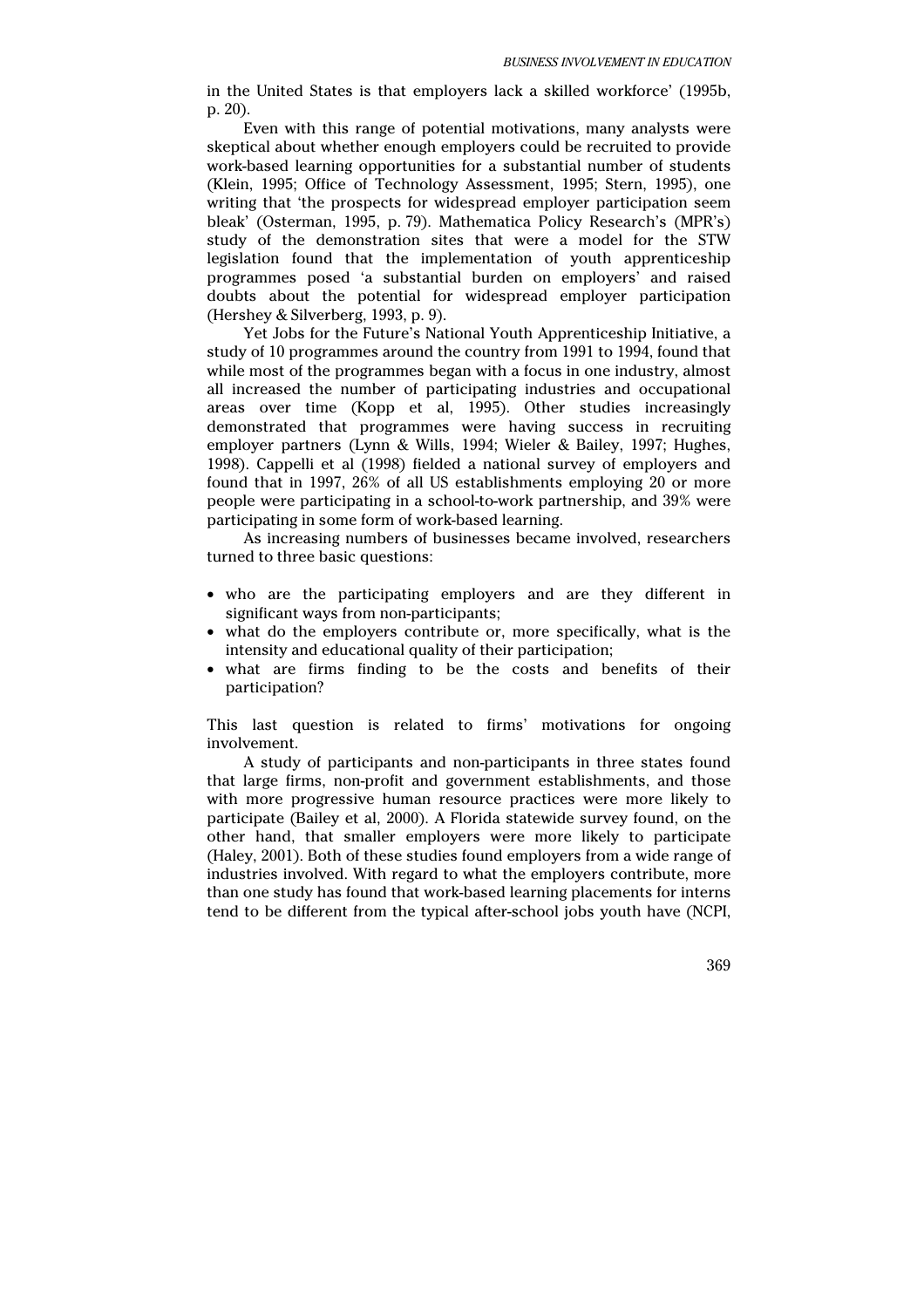in the United States is that employers lack a skilled workforce' (1995b, p. 20).

Even with this range of potential motivations, many analysts were skeptical about whether enough employers could be recruited to provide work-based learning opportunities for a substantial number of students (Klein, 1995; Office of Technology Assessment, 1995; Stern, 1995), one writing that 'the prospects for widespread employer participation seem bleak' (Osterman, 1995, p. 79). Mathematica Policy Research's (MPR's) study of the demonstration sites that were a model for the STW legislation found that the implementation of youth apprenticeship programmes posed 'a substantial burden on employers' and raised doubts about the potential for widespread employer participation (Hershey & Silverberg, 1993, p. 9).

Yet Jobs for the Future's National Youth Apprenticeship Initiative, a study of 10 programmes around the country from 1991 to 1994, found that while most of the programmes began with a focus in one industry, almost all increased the number of participating industries and occupational areas over time (Kopp et al, 1995). Other studies increasingly demonstrated that programmes were having success in recruiting employer partners (Lynn & Wills, 1994; Wieler & Bailey, 1997; Hughes, 1998). Cappelli et al (1998) fielded a national survey of employers and found that in 1997, 26% of all US establishments employing 20 or more people were participating in a school-to-work partnership, and 39% were participating in some form of work-based learning.

As increasing numbers of businesses became involved, researchers turned to three basic questions:

- who are the participating employers and are they different in significant ways from non-participants;
- what do the employers contribute or, more specifically, what is the intensity and educational quality of their participation;
- what are firms finding to be the costs and benefits of their participation?

This last question is related to firms' motivations for ongoing involvement.

A study of participants and non-participants in three states found that large firms, non-profit and government establishments, and those with more progressive human resource practices were more likely to participate (Bailey et al, 2000). A Florida statewide survey found, on the other hand, that smaller employers were more likely to participate (Haley, 2001). Both of these studies found employers from a wide range of industries involved. With regard to what the employers contribute, more than one study has found that work-based learning placements for interns tend to be different from the typical after-school jobs youth have (NCPI,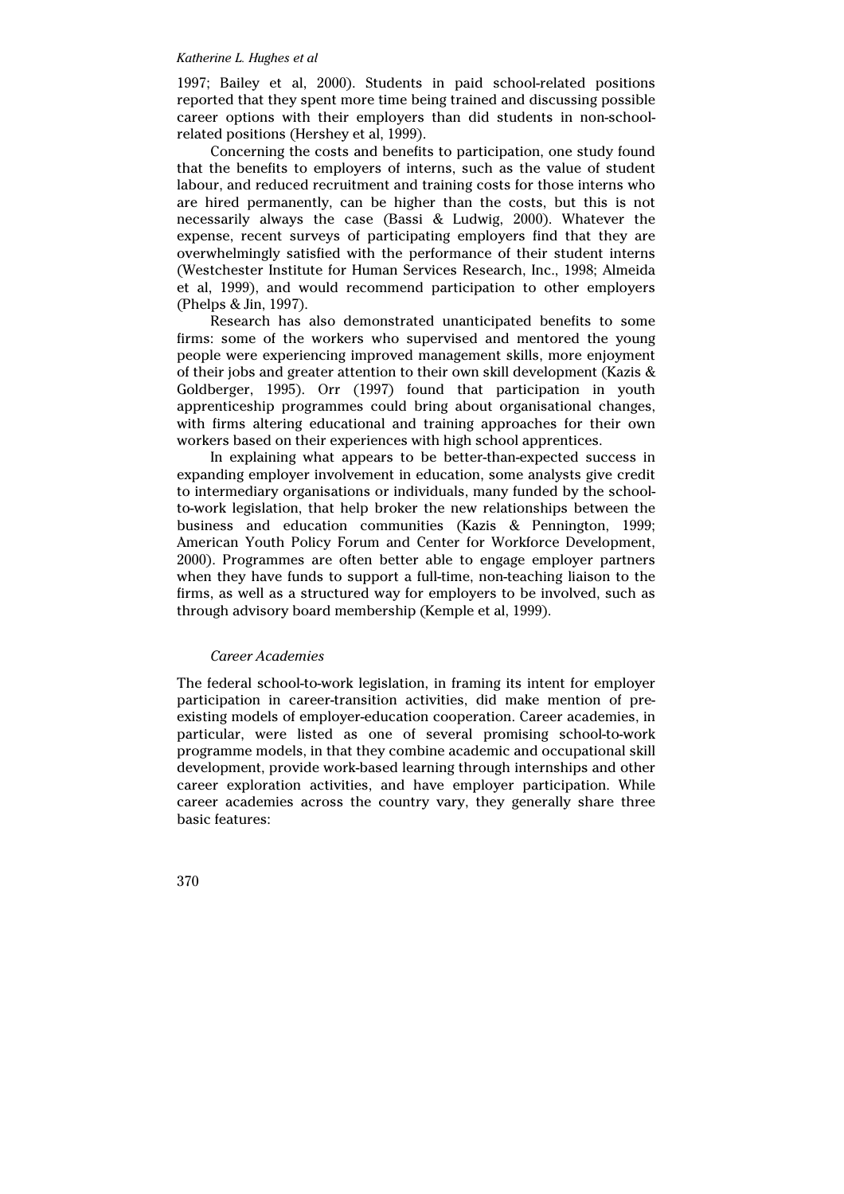1997; Bailey et al, 2000). Students in paid school-related positions reported that they spent more time being trained and discussing possible career options with their employers than did students in non-school-related positions (Hershey et al, 1999).

Concerning the costs and benefits to participation, one study found that the benefits to employers of interns, such as the value of student labour, and reduced recruitment and training costs for those interns who are hired permanently, can be higher than the costs, but this is not necessarily always the case (Bassi & Ludwig, 2000). Whatever the expense, recent surveys of participating employers find that they are overwhelmingly satisfied with the performance of their student interns (Westchester Institute for Human Services Research, Inc., 1998; Almeida et al, 1999), and would recommend participation to other employers (Phelps & Jin, 1997).

Research has also demonstrated unanticipated benefits to some firms: some of the workers who supervised and mentored the young people were experiencing improved management skills, more enjoyment of their jobs and greater attention to their own skill development (Kazis & Goldberger, 1995). Orr (1997) found that participation in youth apprenticeship programmes could bring about organisational changes, with firms altering educational and training approaches for their own workers based on their experiences with high school apprentices.

In explaining what appears to be better-than-expected success in expanding employer involvement in education, some analysts give credit to intermediary organisations or individuals, many funded by the school-to-work legislation, that help broker the new relationships between the business and education communities (Kazis & Pennington, 1999; American Youth Policy Forum and Center for Workforce Development, 2000). Programmes are often better able to engage employer partners when they have funds to support a full-time, non-teaching liaison to the firms, as well as a structured way for employers to be involved, such as through advisory board membership (Kemple et al, 1999).

### *Career Academies*

The federal school-to-work legislation, in framing its intent for employer participation in career-transition activities, did make mention of pre-existing models of employer-education cooperation. Career academies, in particular, were listed as one of several promising school-to-work programme models, in that they combine academic and occupational skill development, provide work-based learning through internships and other career exploration activities, and have employer participation. While career academies across the country vary, they generally share three basic features: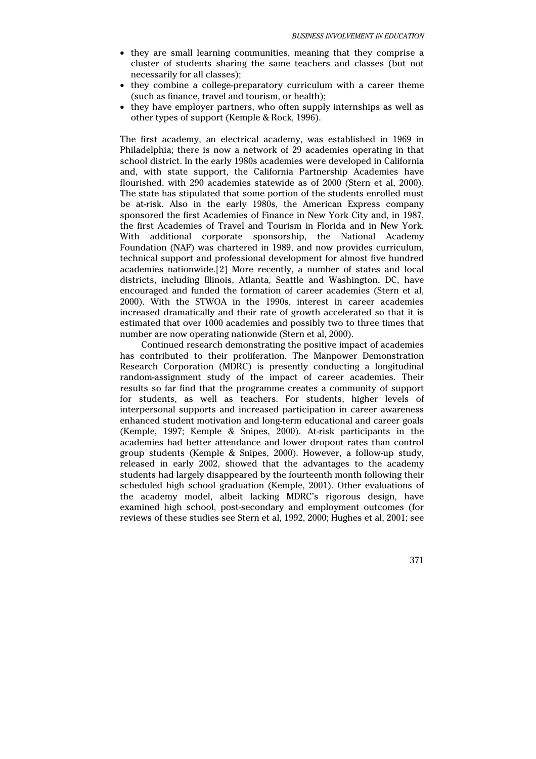- they are small learning communities, meaning that they comprise a cluster of students sharing the same teachers and classes (but not necessarily for all classes);
- they combine a college-preparatory curriculum with a career theme (such as finance, travel and tourism, or health);
- they have employer partners, who often supply internships as well as other types of support (Kemple & Rock, 1996).

The first academy, an electrical academy, was established in 1969 in Philadelphia; there is now a network of 29 academies operating in that school district. In the early 1980s academies were developed in California and, with state support, the California Partnership Academies have flourished, with 290 academies statewide as of 2000 (Stern et al, 2000). The state has stipulated that some portion of the students enrolled must be at-risk. Also in the early 1980s, the American Express company sponsored the first Academies of Finance in New York City and, in 1987, the first Academies of Travel and Tourism in Florida and in New York. With additional corporate sponsorship, the National Academy Foundation (NAF) was chartered in 1989, and now provides curriculum, technical support and professional development for almost five hundred academies nationwide.[2] More recently, a number of states and local districts, including Illinois, Atlanta, Seattle and Washington, DC, have encouraged and funded the formation of career academies (Stern et al, 2000). With the STWOA in the 1990s, interest in career academies increased dramatically and their rate of growth accelerated so that it is estimated that over 1000 academies and possibly two to three times that number are now operating nationwide (Stern et al, 2000).

Continued research demonstrating the positive impact of academies has contributed to their proliferation. The Manpower Demonstration Research Corporation (MDRC) is presently conducting a longitudinal random-assignment study of the impact of career academies. Their results so far find that the programme creates a community of support for students, as well as teachers. For students, higher levels of interpersonal supports and increased participation in career awareness enhanced student motivation and long-term educational and career goals (Kemple, 1997; Kemple & Snipes, 2000). At-risk participants in the academies had better attendance and lower dropout rates than control group students (Kemple & Snipes, 2000). However, a follow-up study, released in early 2002, showed that the advantages to the academy students had largely disappeared by the fourteenth month following their scheduled high school graduation (Kemple, 2001). Other evaluations of the academy model, albeit lacking MDRC's rigorous design, have examined high school, post-secondary and employment outcomes (for reviews of these studies see Stern et al, 1992, 2000; Hughes et al, 2001; see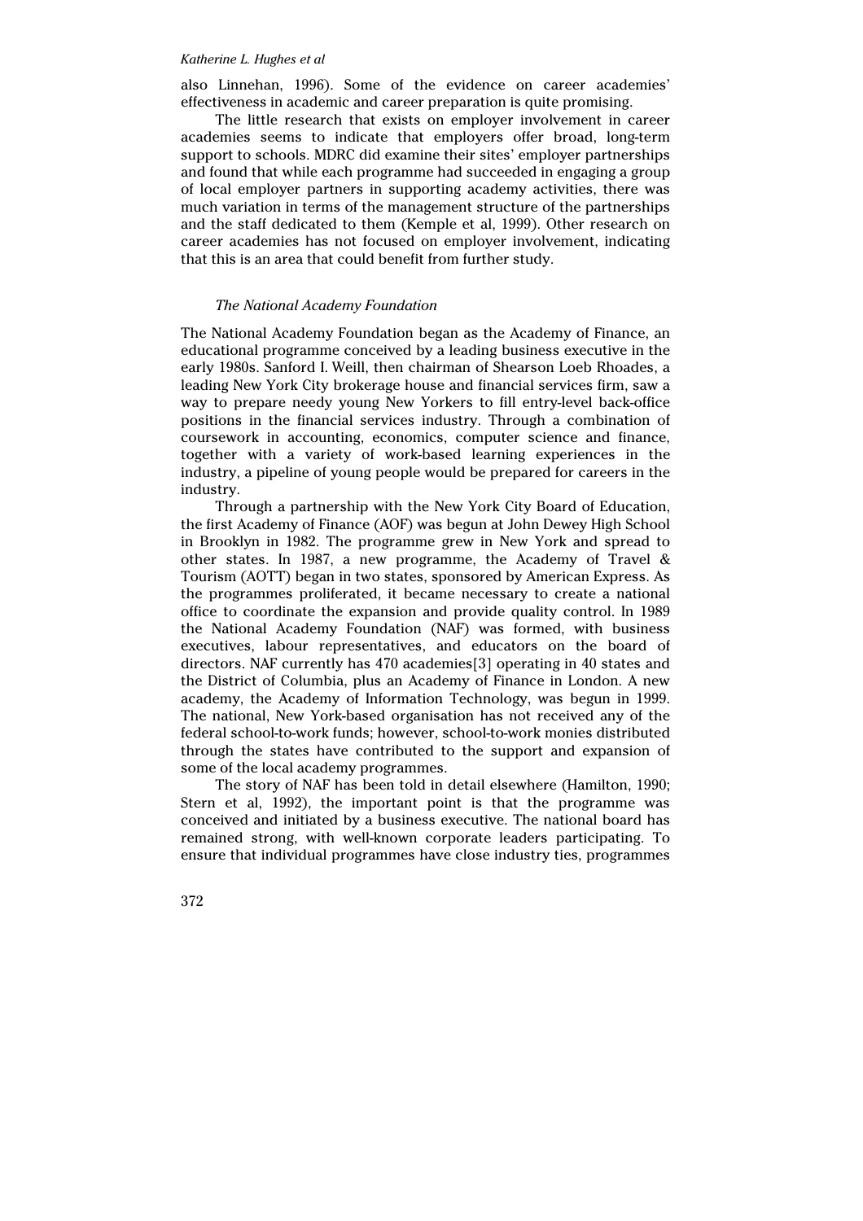also Linnehan, 1996). Some of the evidence on career academies' effectiveness in academic and career preparation is quite promising.

The little research that exists on employer involvement in career academies seems to indicate that employers offer broad, long-term support to schools. MDRC did examine their sites' employer partnerships and found that while each programme had succeeded in engaging a group of local employer partners in supporting academy activities, there was much variation in terms of the management structure of the partnerships and the staff dedicated to them (Kemple et al, 1999). Other research on career academies has not focused on employer involvement, indicating that this is an area that could benefit from further study.

### *The National Academy Foundation*

The National Academy Foundation began as the Academy of Finance, an educational programme conceived by a leading business executive in the early 1980s. Sanford I. Weill, then chairman of Shearson Loeb Rhoades, a leading New York City brokerage house and financial services firm, saw a way to prepare needy young New Yorkers to fill entry-level back-office positions in the financial services industry. Through a combination of coursework in accounting, economics, computer science and finance, together with a variety of work-based learning experiences in the industry, a pipeline of young people would be prepared for careers in the industry.

Through a partnership with the New York City Board of Education, the first Academy of Finance (AOF) was begun at John Dewey High School in Brooklyn in 1982. The programme grew in New York and spread to other states. In 1987, a new programme, the Academy of Travel & Tourism (AOTT) began in two states, sponsored by American Express. As the programmes proliferated, it became necessary to create a national office to coordinate the expansion and provide quality control. In 1989 the National Academy Foundation (NAF) was formed, with business executives, labour representatives, and educators on the board of directors. NAF currently has 470 academies[3] operating in 40 states and the District of Columbia, plus an Academy of Finance in London. A new academy, the Academy of Information Technology, was begun in 1999. The national, New York-based organisation has not received any of the federal school-to-work funds; however, school-to-work monies distributed through the states have contributed to the support and expansion of some of the local academy programmes.

The story of NAF has been told in detail elsewhere (Hamilton, 1990; Stern et al, 1992), the important point is that the programme was conceived and initiated by a business executive. The national board has remained strong, with well-known corporate leaders participating. To ensure that individual programmes have close industry ties, programmes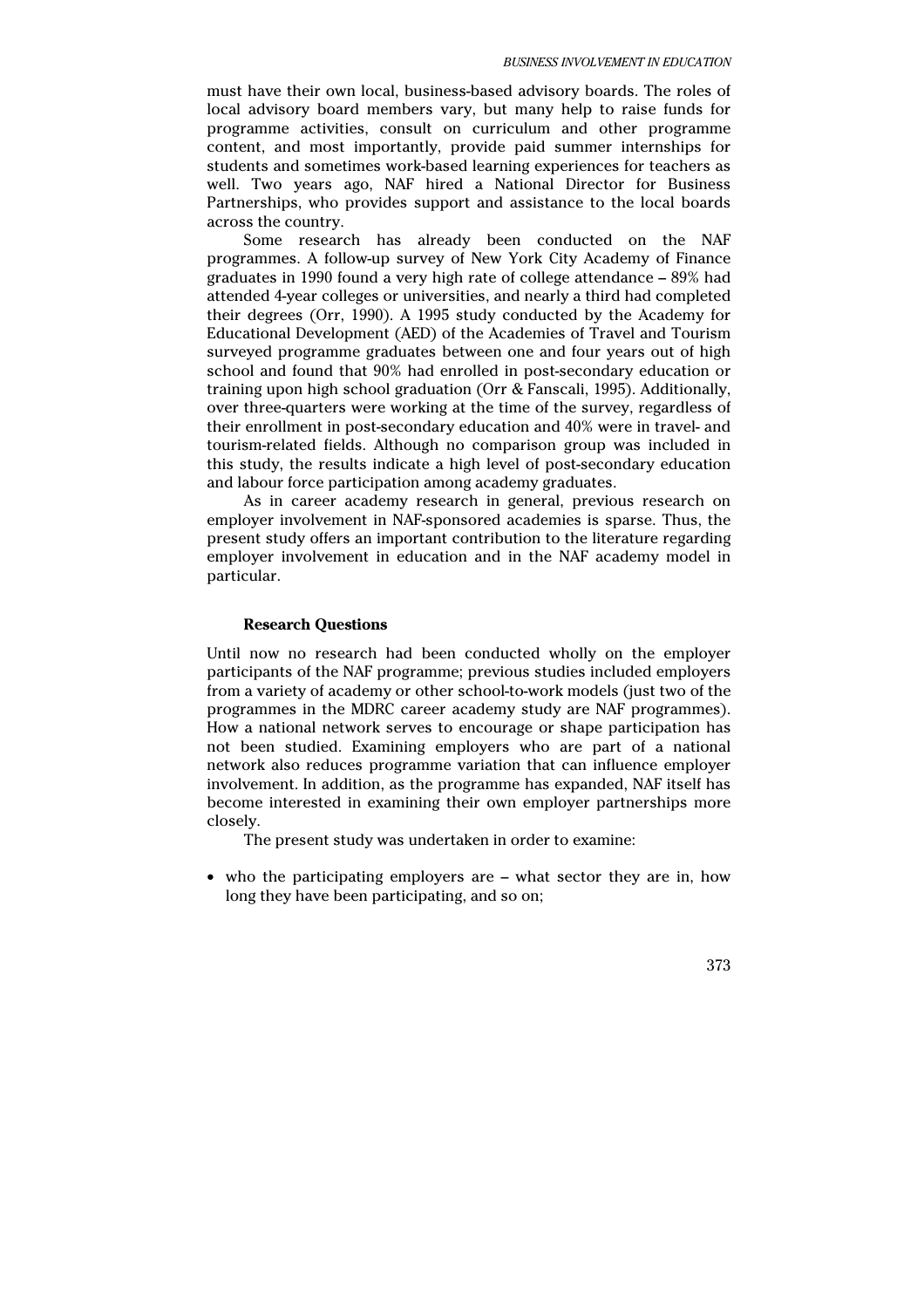must have their own local, business-based advisory boards. The roles of local advisory board members vary, but many help to raise funds for programme activities, consult on curriculum and other programme content, and most importantly, provide paid summer internships for students and sometimes work-based learning experiences for teachers as well. Two years ago, NAF hired a National Director for Business Partnerships, who provides support and assistance to the local boards across the country.

Some research has already been conducted on the NAF programmes. A follow-up survey of New York City Academy of Finance graduates in 1990 found a very high rate of college attendance – 89% had attended 4-year colleges or universities, and nearly a third had completed their degrees (Orr, 1990). A 1995 study conducted by the Academy for Educational Development (AED) of the Academies of Travel and Tourism surveyed programme graduates between one and four years out of high school and found that 90% had enrolled in post-secondary education or training upon high school graduation (Orr & Fanscali, 1995). Additionally, over three-quarters were working at the time of the survey, regardless of their enrollment in post-secondary education and 40% were in travel- and tourism-related fields. Although no comparison group was included in this study, the results indicate a high level of post-secondary education and labour force participation among academy graduates.

As in career academy research in general, previous research on employer involvement in NAF-sponsored academies is sparse. Thus, the present study offers an important contribution to the literature regarding employer involvement in education and in the NAF academy model in particular.

### Research Questions

Until now no research had been conducted wholly on the employer participants of the NAF programme; previous studies included employers from a variety of academy or other school-to-work models (just two of the programmes in the MDRC career academy study are NAF programmes). How a national network serves to encourage or shape participation has not been studied. Examining employers who are part of a national network also reduces programme variation that can influence employer involvement. In addition, as the programme has expanded, NAF itself has become interested in examining their own employer partnerships more closely.

The present study was undertaken in order to examine:

- who the participating employers are – what sector they are in, how long they have been participating, and so on;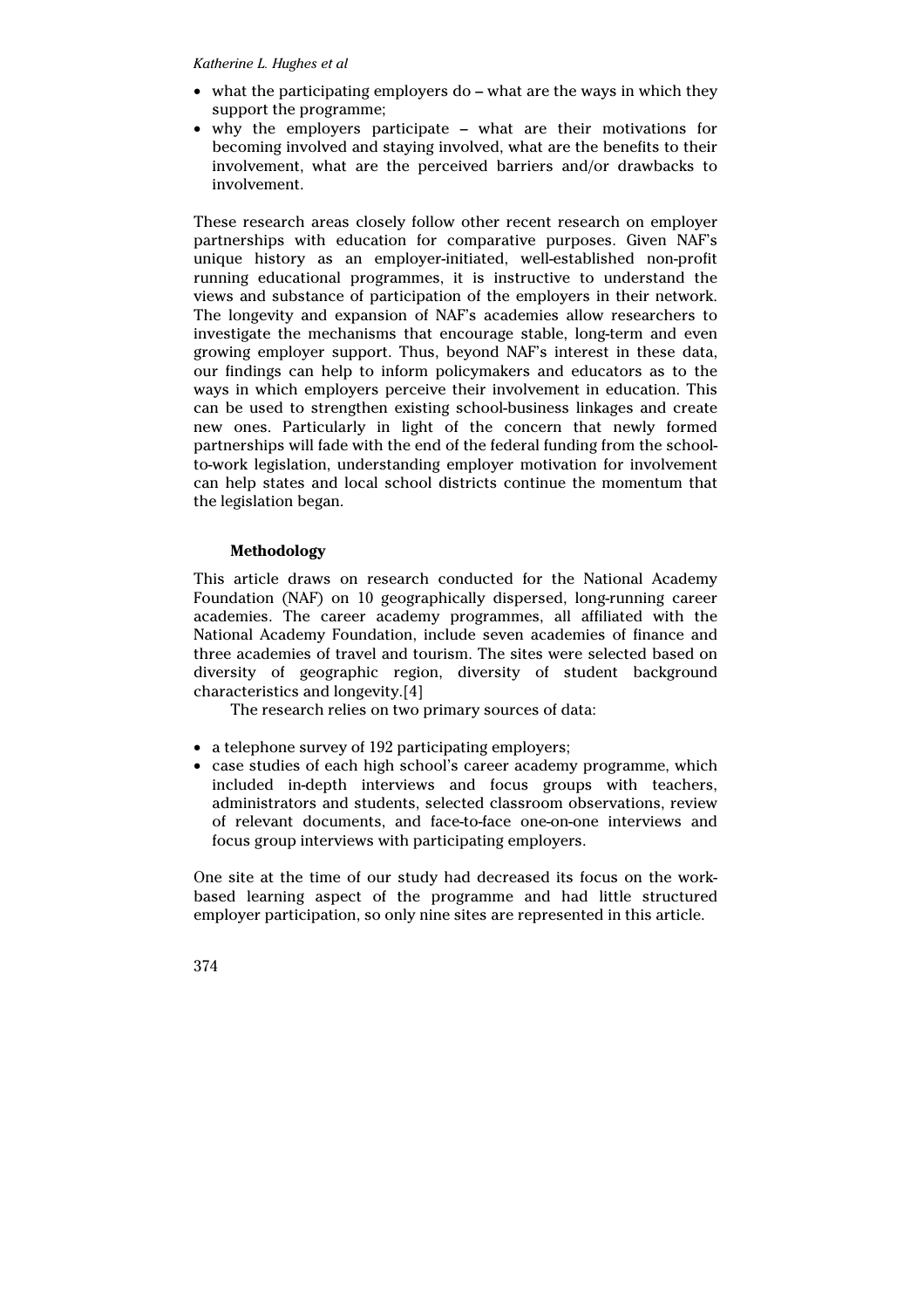- what the participating employers do – what are the ways in which they support the programme;
- why the employers participate – what are their motivations for becoming involved and staying involved, what are the benefits to their involvement, what are the perceived barriers and/or drawbacks to involvement.

These research areas closely follow other recent research on employer partnerships with education for comparative purposes. Given NAF's unique history as an employer-initiated, well-established non-profit running educational programmes, it is instructive to understand the views and substance of participation of the employers in their network. The longevity and expansion of NAF's academies allow researchers to investigate the mechanisms that encourage stable, long-term and even growing employer support. Thus, beyond NAF's interest in these data, our findings can help to inform policymakers and educators as to the ways in which employers perceive their involvement in education. This can be used to strengthen existing school-business linkages and create new ones. Particularly in light of the concern that newly formed partnerships will fade with the end of the federal funding from the school-to-work legislation, understanding employer motivation for involvement can help states and local school districts continue the momentum that the legislation began.

### Methodology

This article draws on research conducted for the National Academy Foundation (NAF) on 10 geographically dispersed, long-running career academies. The career academy programmes, all affiliated with the National Academy Foundation, include seven academies of finance and three academies of travel and tourism. The sites were selected based on diversity of geographic region, diversity of student background characteristics and longevity.[4]

The research relies on two primary sources of data:

- a telephone survey of 192 participating employers;
- case studies of each high school's career academy programme, which included in-depth interviews and focus groups with teachers, administrators and students, selected classroom observations, review of relevant documents, and face-to-face one-on-one interviews and focus group interviews with participating employers.

One site at the time of our study had decreased its focus on the work-based learning aspect of the programme and had little structured employer participation, so only nine sites are represented in this article.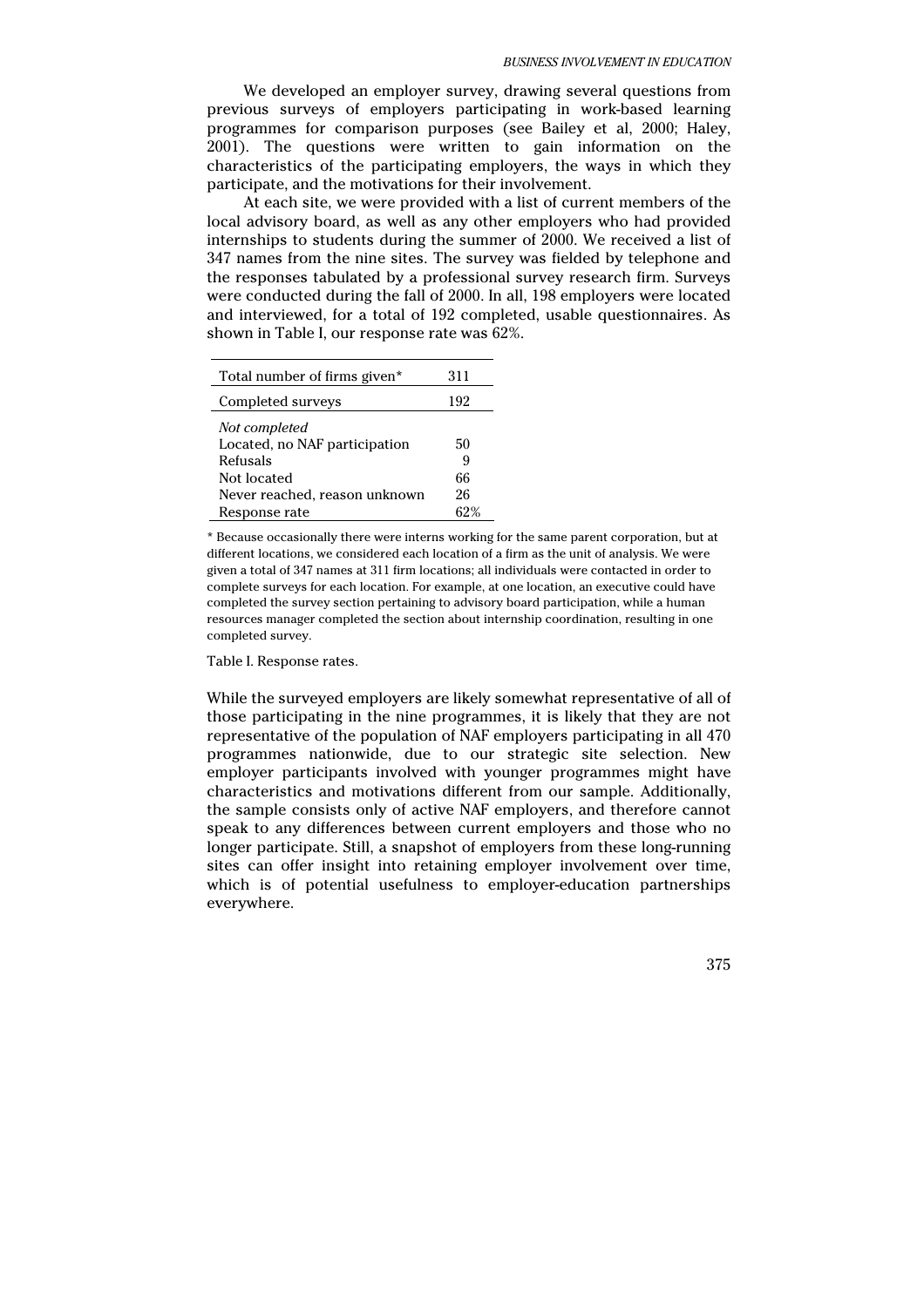We developed an employer survey, drawing several questions from previous surveys of employers participating in work-based learning programmes for comparison purposes (see Bailey et al, 2000; Haley, 2001). The questions were written to gain information on the characteristics of the participating employers, the ways in which they participate, and the motivations for their involvement.

At each site, we were provided with a list of current members of the local advisory board, as well as any other employers who had provided internships to students during the summer of 2000. We received a list of 347 names from the nine sites. The survey was fielded by telephone and the responses tabulated by a professional survey research firm. Surveys were conducted during the fall of 2000. In all, 198 employers were located and interviewed, for a total of 192 completed, usable questionnaires. As shown in Table I, our response rate was 62%.

| Total number of firms given* | 311 |
|---|---|
| Completed surveys | 192 |
| *Not completed* | |
| Located, no NAF participation | 50 |
| Refusals | 9 |
| Not located | 66 |
| Never reached, reason unknown | 26 |
| Response rate | 62% |

\* Because occasionally there were interns working for the same parent corporation, but at different locations, we considered each location of a firm as the unit of analysis. We were given a total of 347 names at 311 firm locations; all individuals were contacted in order to complete surveys for each location. For example, at one location, an executive could have completed the survey section pertaining to advisory board participation, while a human resources manager completed the section about internship coordination, resulting in one completed survey.

Table I. Response rates.

While the surveyed employers are likely somewhat representative of all of those participating in the nine programmes, it is likely that they are not representative of the population of NAF employers participating in all 470 programmes nationwide, due to our strategic site selection. New employer participants involved with younger programmes might have characteristics and motivations different from our sample. Additionally, the sample consists only of active NAF employers, and therefore cannot speak to any differences between current employers and those who no longer participate. Still, a snapshot of employers from these long-running sites can offer insight into retaining employer involvement over time, which is of potential usefulness to employer-education partnerships everywhere.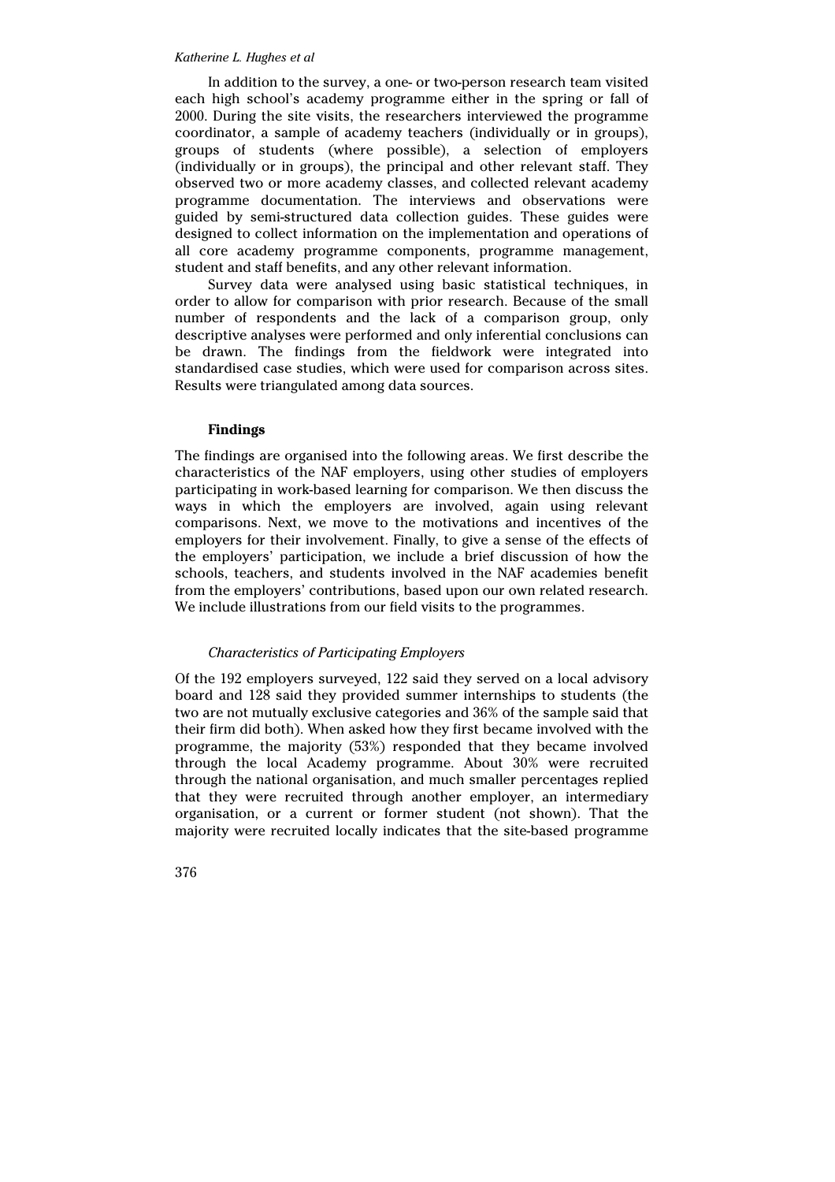In addition to the survey, a one- or two-person research team visited each high school's academy programme either in the spring or fall of 2000. During the site visits, the researchers interviewed the programme coordinator, a sample of academy teachers (individually or in groups), groups of students (where possible), a selection of employers (individually or in groups), the principal and other relevant staff. They observed two or more academy classes, and collected relevant academy programme documentation. The interviews and observations were guided by semi-structured data collection guides. These guides were designed to collect information on the implementation and operations of all core academy programme components, programme management, student and staff benefits, and any other relevant information.

Survey data were analysed using basic statistical techniques, in order to allow for comparison with prior research. Because of the small number of respondents and the lack of a comparison group, only descriptive analyses were performed and only inferential conclusions can be drawn. The findings from the fieldwork were integrated into standardised case studies, which were used for comparison across sites. Results were triangulated among data sources.

## Findings

The findings are organised into the following areas. We first describe the characteristics of the NAF employers, using other studies of employers participating in work-based learning for comparison. We then discuss the ways in which the employers are involved, again using relevant comparisons. Next, we move to the motivations and incentives of the employers for their involvement. Finally, to give a sense of the effects of the employers' participation, we include a brief discussion of how the schools, teachers, and students involved in the NAF academies benefit from the employers' contributions, based upon our own related research. We include illustrations from our field visits to the programmes.

### *Characteristics of Participating Employers*

Of the 192 employers surveyed, 122 said they served on a local advisory board and 128 said they provided summer internships to students (the two are not mutually exclusive categories and 36% of the sample said that their firm did both). When asked how they first became involved with the programme, the majority (53%) responded that they became involved through the local Academy programme. About 30% were recruited through the national organisation, and much smaller percentages replied that they were recruited through another employer, an intermediary organisation, or a current or former student (not shown). That the majority were recruited locally indicates that the site-based programme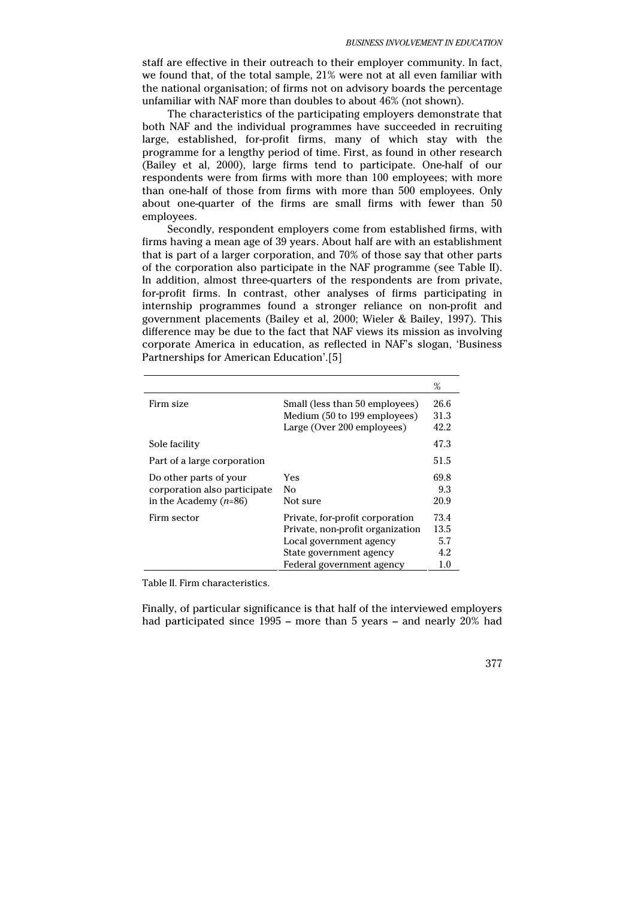staff are effective in their outreach to their employer community. In fact, we found that, of the total sample, 21% were not at all even familiar with the national organisation; of firms not on advisory boards the percentage unfamiliar with NAF more than doubles to about 46% (not shown).

The characteristics of the participating employers demonstrate that both NAF and the individual programmes have succeeded in recruiting large, established, for-profit firms, many of which stay with the programme for a lengthy period of time. First, as found in other research (Bailey et al, 2000), large firms tend to participate. One-half of our respondents were from firms with more than 100 employees; with more than one-half of those from firms with more than 500 employees. Only about one-quarter of the firms are small firms with fewer than 50 employees.

Secondly, respondent employers come from established firms, with firms having a mean age of 39 years. About half are with an establishment that is part of a larger corporation, and 70% of those say that other parts of the corporation also participate in the NAF programme (see Table II). In addition, almost three-quarters of the respondents are from private, for-profit firms. In contrast, other analyses of firms participating in internship programmes found a stronger reliance on non-profit and government placements (Bailey et al, 2000; Wieler & Bailey, 1997). This difference may be due to the fact that NAF views its mission as involving corporate America in education, as reflected in NAF's slogan, 'Business Partnerships for American Education'.[5]

| | | % |
|---|---|---|
| Firm size | Small (less than 50 employees) | 26.6 |
| | Medium (50 to 199 employees) | 31.3 |
| | Large (Over 200 employees) | 42.2 |
| Sole facility | | 47.3 |
| Part of a large corporation | | 51.5 |
| Do other parts of your corporation also participate in the Academy (*n*=86) | Yes | 69.8 |
| | No | 9.3 |
| | Not sure | 20.9 |
| Firm sector | Private, for-profit corporation | 73.4 |
| | Private, non-profit organization | 13.5 |
| | Local government agency | 5.7 |
| | State government agency | 4.2 |
| | Federal government agency | 1.0 |

Table II. Firm characteristics.

Finally, of particular significance is that half of the interviewed employers had participated since 1995 – more than 5 years – and nearly 20% had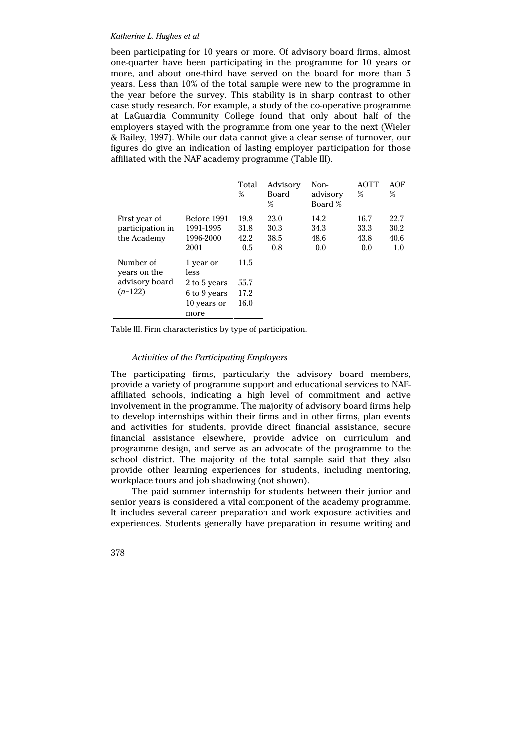been participating for 10 years or more. Of advisory board firms, almost one-quarter have been participating in the programme for 10 years or more, and about one-third have served on the board for more than 5 years. Less than 10% of the total sample were new to the programme in the year before the survey. This stability is in sharp contrast to other case study research. For example, a study of the co-operative programme at LaGuardia Community College found that only about half of the employers stayed with the programme from one year to the next (Wieler & Bailey, 1997). While our data cannot give a clear sense of turnover, our figures do give an indication of lasting employer participation for those affiliated with the NAF academy programme (Table III).

| | | Total % | Advisory Board % | Non-advisory Board % | AOTT % | AOF % |
|---|---|---|---|---|---|---|
| First year of participation in the Academy | Before 1991 | 19.8 | 23.0 | 14.2 | 16.7 | 22.7 |
| | 1991-1995 | 31.8 | 30.3 | 34.3 | 33.3 | 30.2 |
| | 1996-2000 | 42.2 | 38.5 | 48.6 | 43.8 | 40.6 |
| | 2001 | 0.5 | 0.8 | 0.0 | 0.0 | 1.0 |
| Number of years on the advisory board (*n*=122) | 1 year or less | 11.5 | | | | |
| | 2 to 5 years | 55.7 | | | | |
| | 6 to 9 years | 17.2 | | | | |
| | 10 years or more | 16.0 | | | | |

Table III. Firm characteristics by type of participation.

### *Activities of the Participating Employers*

The participating firms, particularly the advisory board members, provide a variety of programme support and educational services to NAF-affiliated schools, indicating a high level of commitment and active involvement in the programme. The majority of advisory board firms help to develop internships within their firms and in other firms, plan events and activities for students, provide direct financial assistance, secure financial assistance elsewhere, provide advice on curriculum and programme design, and serve as an advocate of the programme to the school district. The majority of the total sample said that they also provide other learning experiences for students, including mentoring, workplace tours and job shadowing (not shown).

The paid summer internship for students between their junior and senior years is considered a vital component of the academy programme. It includes several career preparation and work exposure activities and experiences. Students generally have preparation in resume writing and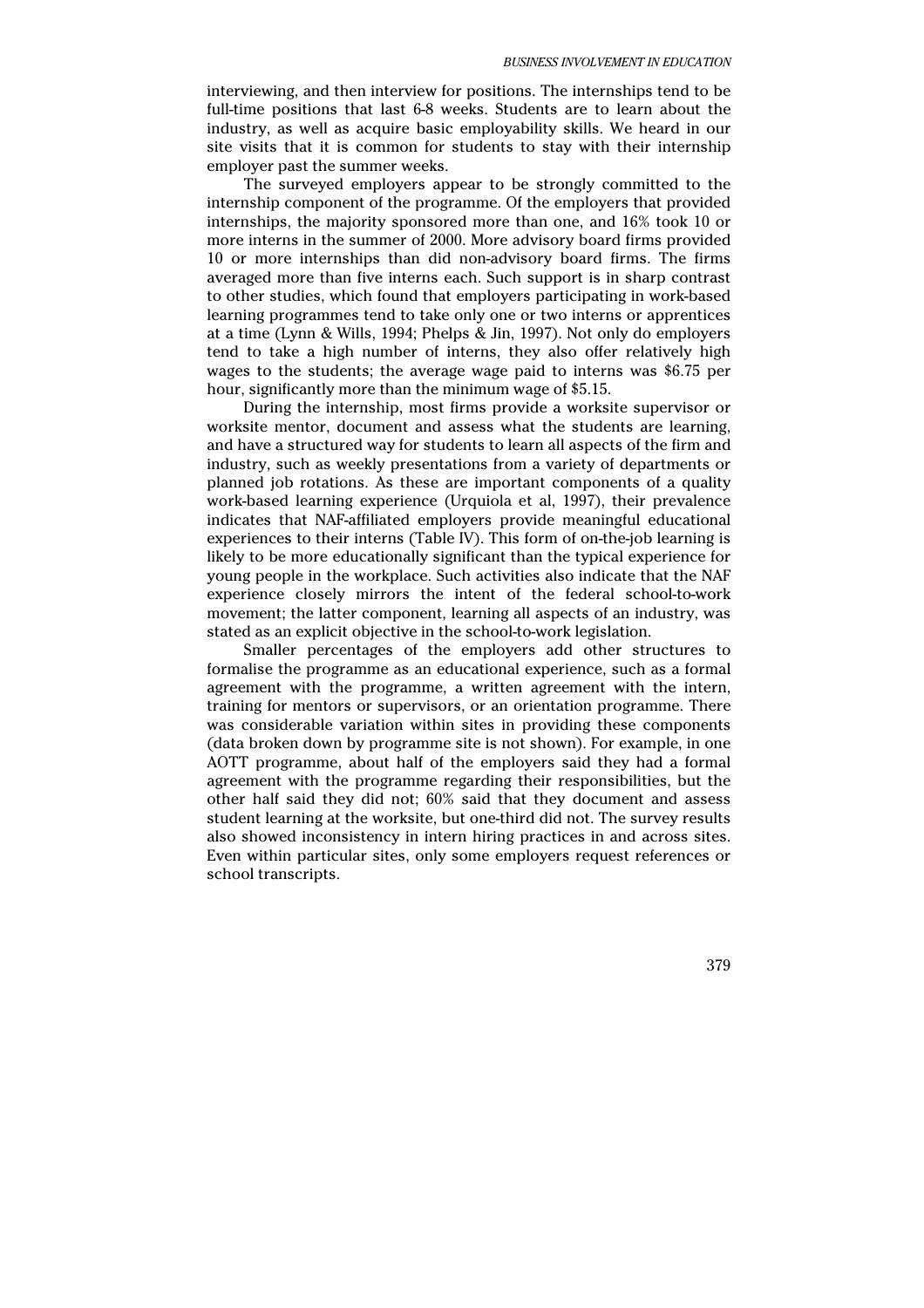interviewing, and then interview for positions. The internships tend to be full-time positions that last 6-8 weeks. Students are to learn about the industry, as well as acquire basic employability skills. We heard in our site visits that it is common for students to stay with their internship employer past the summer weeks.

The surveyed employers appear to be strongly committed to the internship component of the programme. Of the employers that provided internships, the majority sponsored more than one, and 16% took 10 or more interns in the summer of 2000. More advisory board firms provided 10 or more internships than did non-advisory board firms. The firms averaged more than five interns each. Such support is in sharp contrast to other studies, which found that employers participating in work-based learning programmes tend to take only one or two interns or apprentices at a time (Lynn & Wills, 1994; Phelps & Jin, 1997). Not only do employers tend to take a high number of interns, they also offer relatively high wages to the students; the average wage paid to interns was $6.75 per hour, significantly more than the minimum wage of $5.15.

During the internship, most firms provide a worksite supervisor or worksite mentor, document and assess what the students are learning, and have a structured way for students to learn all aspects of the firm and industry, such as weekly presentations from a variety of departments or planned job rotations. As these are important components of a quality work-based learning experience (Urquiola et al, 1997), their prevalence indicates that NAF-affiliated employers provide meaningful educational experiences to their interns (Table IV). This form of on-the-job learning is likely to be more educationally significant than the typical experience for young people in the workplace. Such activities also indicate that the NAF experience closely mirrors the intent of the federal school-to-work movement; the latter component, learning all aspects of an industry, was stated as an explicit objective in the school-to-work legislation.

Smaller percentages of the employers add other structures to formalise the programme as an educational experience, such as a formal agreement with the programme, a written agreement with the intern, training for mentors or supervisors, or an orientation programme. There was considerable variation within sites in providing these components (data broken down by programme site is not shown). For example, in one AOTT programme, about half of the employers said they had a formal agreement with the programme regarding their responsibilities, but the other half said they did not; 60% said that they document and assess student learning at the worksite, but one-third did not. The survey results also showed inconsistency in intern hiring practices in and across sites. Even within particular sites, only some employers request references or school transcripts.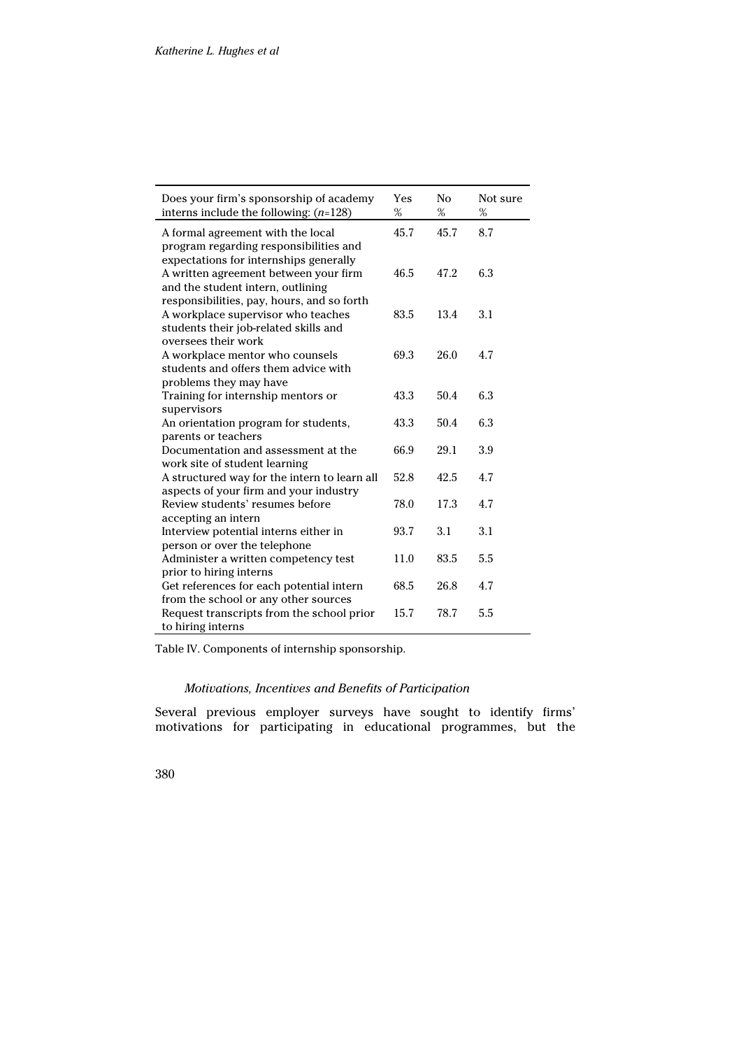| Does your firm's sponsorship of academy interns include the following: ($n$=128) | Yes % | No % | Not sure % |
|---|---|---|---|
| A formal agreement with the local program regarding responsibilities and expectations for internships generally | 45.7 | 45.7 | 8.7 |
| A written agreement between your firm and the student intern, outlining responsibilities, pay, hours, and so forth | 46.5 | 47.2 | 6.3 |
| A workplace supervisor who teaches students their job-related skills and oversees their work | 83.5 | 13.4 | 3.1 |
| A workplace mentor who counsels students and offers them advice with problems they may have | 69.3 | 26.0 | 4.7 |
| Training for internship mentors or supervisors | 43.3 | 50.4 | 6.3 |
| An orientation program for students, parents or teachers | 43.3 | 50.4 | 6.3 |
| Documentation and assessment at the work site of student learning | 66.9 | 29.1 | 3.9 |
| A structured way for the intern to learn all aspects of your firm and your industry | 52.8 | 42.5 | 4.7 |
| Review students' resumes before accepting an intern | 78.0 | 17.3 | 4.7 |
| Interview potential interns either in person or over the telephone | 93.7 | 3.1 | 3.1 |
| Administer a written competency test prior to hiring interns | 11.0 | 83.5 | 5.5 |
| Get references for each potential intern from the school or any other sources | 68.5 | 26.8 | 4.7 |
| Request transcripts from the school prior to hiring interns | 15.7 | 78.7 | 5.5 |

Table IV. Components of internship sponsorship.

### *Motivations, Incentives and Benefits of Participation*

Several previous employer surveys have sought to identify firms' motivations for participating in educational programmes, but the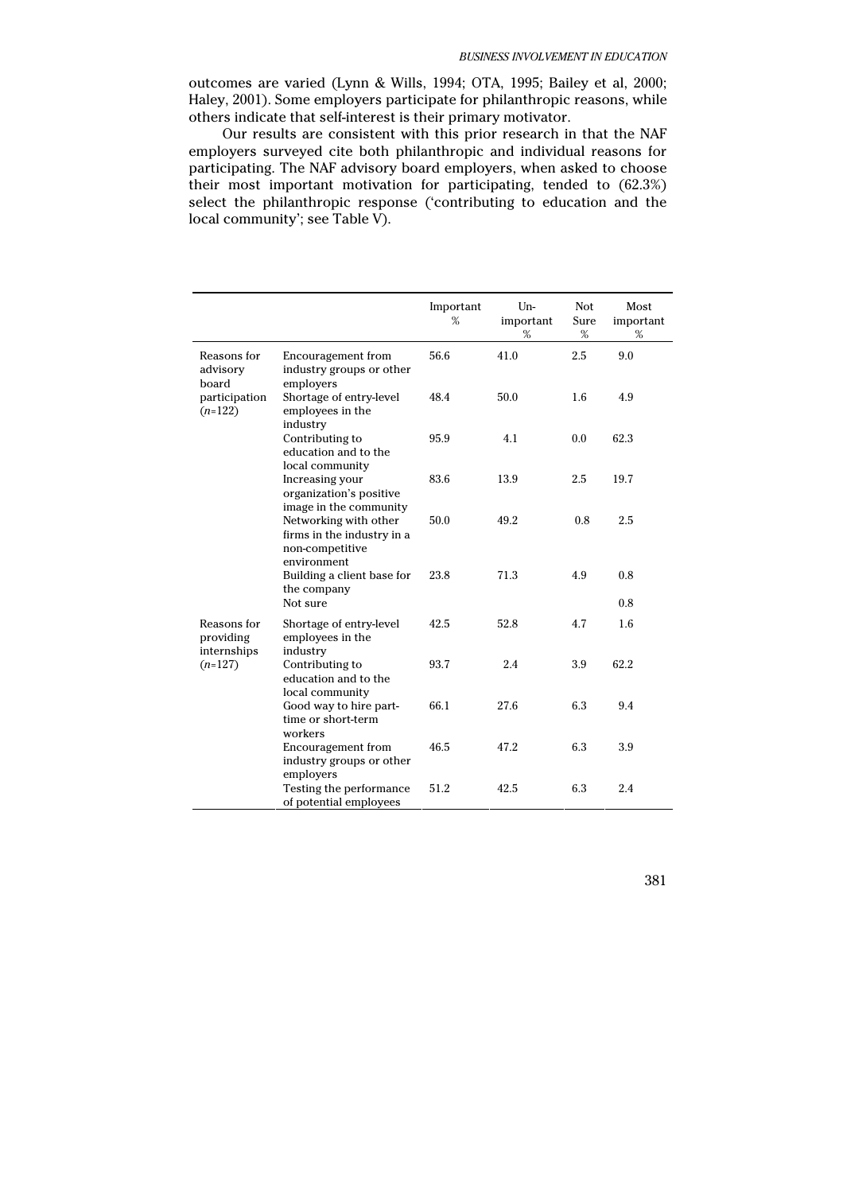outcomes are varied (Lynn & Wills, 1994; OTA, 1995; Bailey et al, 2000; Haley, 2001). Some employers participate for philanthropic reasons, while others indicate that self-interest is their primary motivator.

Our results are consistent with this prior research in that the NAF employers surveyed cite both philanthropic and individual reasons for participating. The NAF advisory board employers, when asked to choose their most important motivation for participating, tended to (62.3%) select the philanthropic response ('contributing to education and the local community'; see Table V).

| | | Important % | Un-important % | Not Sure % | Most important % |
|---|---|---|---|---|---|
| Reasons for advisory board participation (*n*=122) | Encouragement from industry groups or other employers | 56.6 | 41.0 | 2.5 | 9.0 |
| | Shortage of entry-level employees in the industry | 48.4 | 50.0 | 1.6 | 4.9 |
| | Contributing to education and to the local community | 95.9 | 4.1 | 0.0 | 62.3 |
| | Increasing your organization's positive image in the community | 83.6 | 13.9 | 2.5 | 19.7 |
| | Networking with other firms in the industry in a non-competitive environment | 50.0 | 49.2 | 0.8 | 2.5 |
| | Building a client base for the company | 23.8 | 71.3 | 4.9 | 0.8 |
| | Not sure | | | | 0.8 |
| Reasons for providing internships (*n*=127) | Shortage of entry-level employees in the industry | 42.5 | 52.8 | 4.7 | 1.6 |
| | Contributing to education and to the local community | 93.7 | 2.4 | 3.9 | 62.2 |
| | Good way to hire part-time or short-term workers | 66.1 | 27.6 | 6.3 | 9.4 |
| | Encouragement from industry groups or other employers | 46.5 | 47.2 | 6.3 | 3.9 |
| | Testing the performance of potential employees | 51.2 | 42.5 | 6.3 | 2.4 |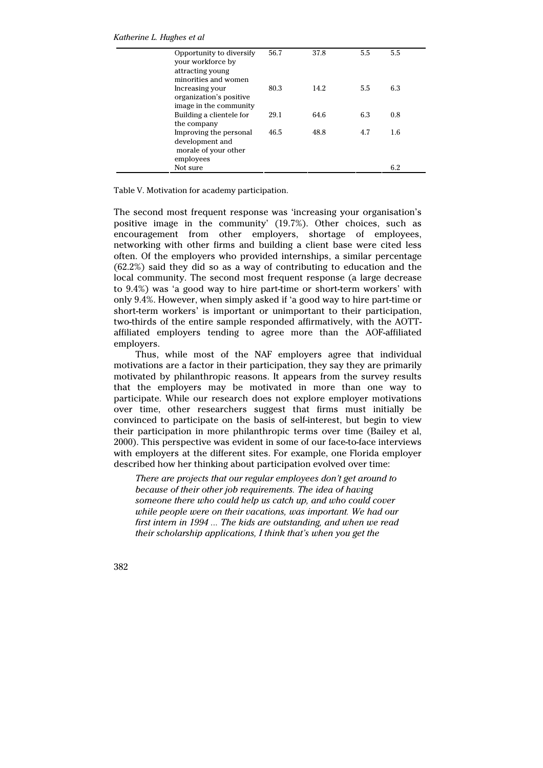| | | | | |
|---|---|---|---|---|
| Opportunity to diversify your workforce by attracting young minorities and women | 56.7 | 37.8 | 5.5 | 5.5 |
| Increasing your organization's positive image in the community | 80.3 | 14.2 | 5.5 | 6.3 |
| Building a clientele for the company | 29.1 | 64.6 | 6.3 | 0.8 |
| Improving the personal development and morale of your other employees | 46.5 | 48.8 | 4.7 | 1.6 |
| Not sure | | | | 6.2 |

Table V. Motivation for academy participation.

The second most frequent response was 'increasing your organisation's positive image in the community' (19.7%). Other choices, such as encouragement from other employers, shortage of employees, networking with other firms and building a client base were cited less often. Of the employers who provided internships, a similar percentage (62.2%) said they did so as a way of contributing to education and the local community. The second most frequent response (a large decrease to 9.4%) was 'a good way to hire part-time or short-term workers' with only 9.4%. However, when simply asked if 'a good way to hire part-time or short-term workers' is important or unimportant to their participation, two-thirds of the entire sample responded affirmatively, with the AOTT-affiliated employers tending to agree more than the AOF-affiliated employers.

Thus, while most of the NAF employers agree that individual motivations are a factor in their participation, they say they are primarily motivated by philanthropic reasons. It appears from the survey results that the employers may be motivated in more than one way to participate. While our research does not explore employer motivations over time, other researchers suggest that firms must initially be convinced to participate on the basis of self-interest, but begin to view their participation in more philanthropic terms over time (Bailey et al, 2000). This perspective was evident in some of our face-to-face interviews with employers at the different sites. For example, one Florida employer described how her thinking about participation evolved over time:

> *There are projects that our regular employees don't get around to because of their other job requirements. The idea of having someone there who could help us catch up, and who could cover while people were on their vacations, was important. We had our first intern in 1994 ... The kids are outstanding, and when we read their scholarship applications, I think that's when you get the*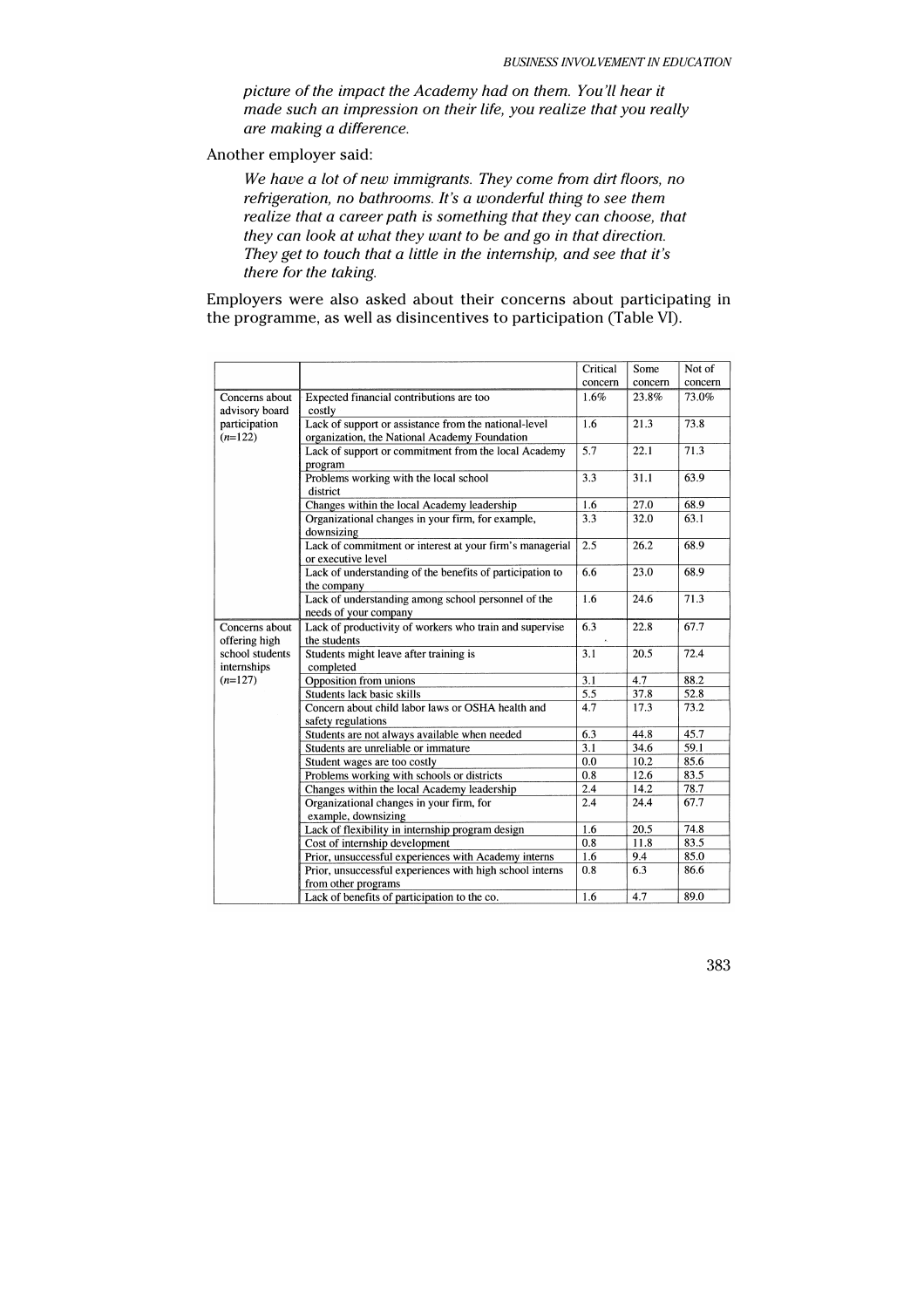*picture of the impact the Academy had on them. You'll hear it made such an impression on their life, you realize that you really are making a difference.*

Another employer said:

> *We have a lot of new immigrants. They come from dirt floors, no refrigeration, no bathrooms. It's a wonderful thing to see them realize that a career path is something that they can choose, that they can look at what they want to be and go in that direction. They get to touch that a little in the internship, and see that it's there for the taking.*

Employers were also asked about their concerns about participating in the programme, as well as disincentives to participation (Table VI).

| | | Critical concern | Some concern | Not of concern |
|---|---|---|---|---|
| Concerns about advisory board participation ($n$=122) | Expected financial contributions are too costly | 1.6% | 23.8% | 73.0% |
| | Lack of support or assistance from the national-level organization, the National Academy Foundation | 1.6 | 21.3 | 73.8 |
| | Lack of support or commitment from the local Academy program | 5.7 | 22.1 | 71.3 |
| | Problems working with the local school district | 3.3 | 31.1 | 63.9 |
| | Changes within the local Academy leadership | 1.6 | 27.0 | 68.9 |
| | Organizational changes in your firm, for example, downsizing | 3.3 | 32.0 | 63.1 |
| | Lack of commitment or interest at your firm's managerial or executive level | 2.5 | 26.2 | 68.9 |
| | Lack of understanding of the benefits of participation to the company | 6.6 | 23.0 | 68.9 |
| | Lack of understanding among school personnel of the needs of your company | 1.6 | 24.6 | 71.3 |
| Concerns about offering high school students internships ($n$=127) | Lack of productivity of workers who train and supervise the students | 6.3 | 22.8 | 67.7 |
| | Students might leave after training is completed | 3.1 | 20.5 | 72.4 |
| | Opposition from unions | 3.1 | 4.7 | 88.2 |
| | Students lack basic skills | 5.5 | 37.8 | 52.8 |
| | Concern about child labor laws or OSHA health and safety regulations | 4.7 | 17.3 | 73.2 |
| | Students are not always available when needed | 6.3 | 44.8 | 45.7 |
| | Students are unreliable or immature | 3.1 | 34.6 | 59.1 |
| | Student wages are too costly | 0.0 | 10.2 | 85.6 |
| | Problems working with schools or districts | 0.8 | 12.6 | 83.5 |
| | Changes within the local Academy leadership | 2.4 | 14.2 | 78.7 |
| | Organizational changes in your firm, for example, downsizing | 2.4 | 24.4 | 67.7 |
| | Lack of flexibility in internship program design | 1.6 | 20.5 | 74.8 |
| | Cost of internship development | 0.8 | 11.8 | 83.5 |
| | Prior, unsuccessful experiences with Academy interns | 1.6 | 9.4 | 85.0 |
| | Prior, unsuccessful experiences with high school interns from other programs | 0.8 | 6.3 | 86.6 |
| | Lack of benefits of participation to the co. | 1.6 | 4.7 | 89.0 |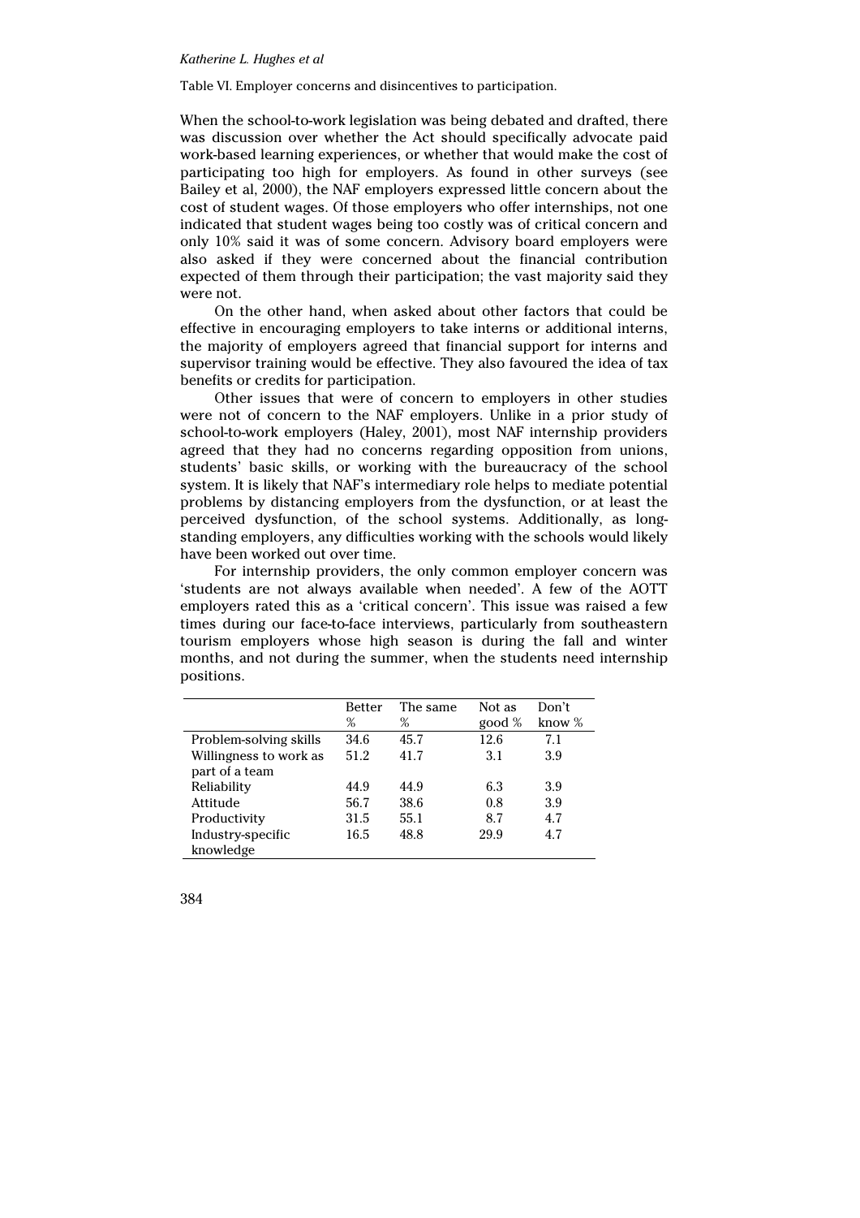Table VI. Employer concerns and disincentives to participation.

When the school-to-work legislation was being debated and drafted, there was discussion over whether the Act should specifically advocate paid work-based learning experiences, or whether that would make the cost of participating too high for employers. As found in other surveys (see Bailey et al, 2000), the NAF employers expressed little concern about the cost of student wages. Of those employers who offer internships, not one indicated that student wages being too costly was of critical concern and only 10% said it was of some concern. Advisory board employers were also asked if they were concerned about the financial contribution expected of them through their participation; the vast majority said they were not.

On the other hand, when asked about other factors that could be effective in encouraging employers to take interns or additional interns, the majority of employers agreed that financial support for interns and supervisor training would be effective. They also favoured the idea of tax benefits or credits for participation.

Other issues that were of concern to employers in other studies were not of concern to the NAF employers. Unlike in a prior study of school-to-work employers (Haley, 2001), most NAF internship providers agreed that they had no concerns regarding opposition from unions, students' basic skills, or working with the bureaucracy of the school system. It is likely that NAF's intermediary role helps to mediate potential problems by distancing employers from the dysfunction, or at least the perceived dysfunction, of the school systems. Additionally, as long-standing employers, any difficulties working with the schools would likely have been worked out over time.

For internship providers, the only common employer concern was 'students are not always available when needed'. A few of the AOTT employers rated this as a 'critical concern'. This issue was raised a few times during our face-to-face interviews, particularly from southeastern tourism employers whose high season is during the fall and winter months, and not during the summer, when the students need internship positions.

| | Better % | The same % | Not as good % | Don't know % |
|---|---|---|---|---|
| Problem-solving skills | 34.6 | 45.7 | 12.6 | 7.1 |
| Willingness to work as part of a team | 51.2 | 41.7 | 3.1 | 3.9 |
| Reliability | 44.9 | 44.9 | 6.3 | 3.9 |
| Attitude | 56.7 | 38.6 | 0.8 | 3.9 |
| Productivity | 31.5 | 55.1 | 8.7 | 4.7 |
| Industry-specific knowledge | 16.5 | 48.8 | 29.9 | 4.7 |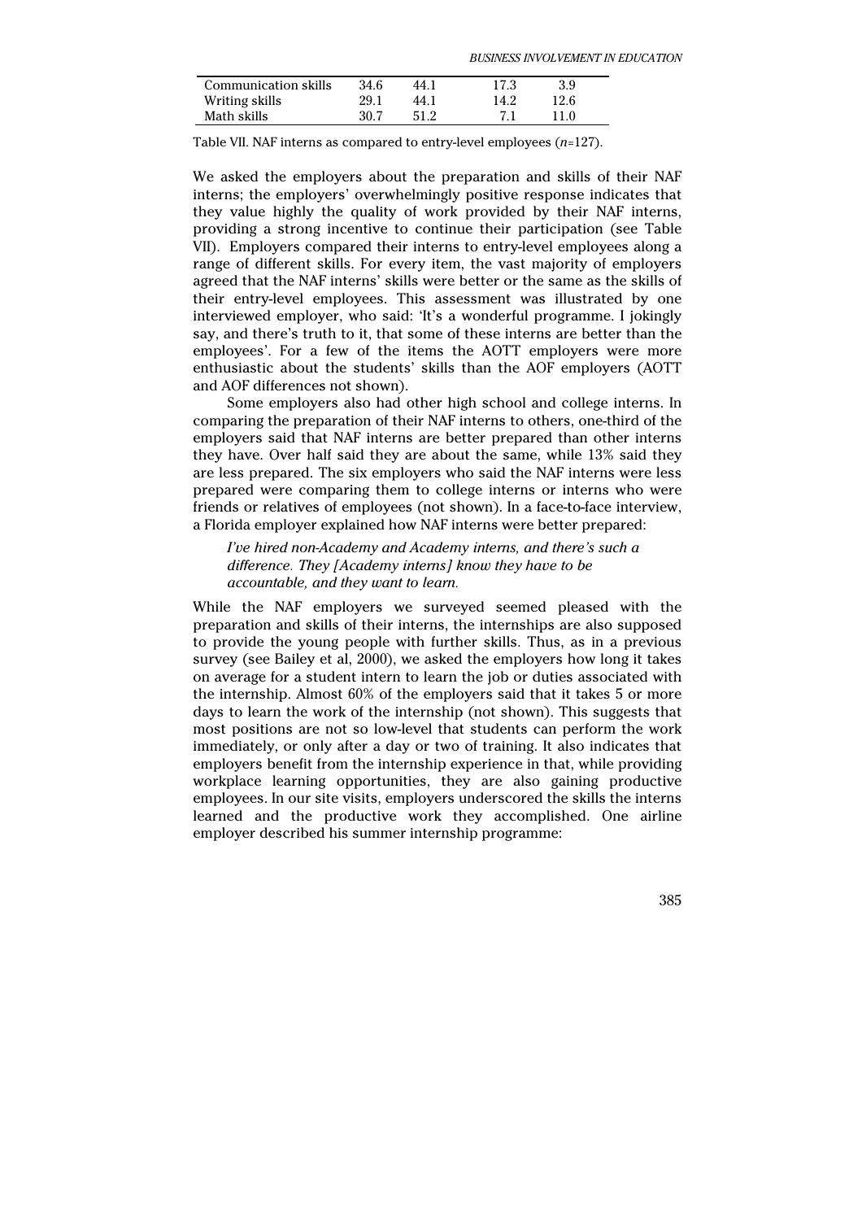| | | | | |
|---|---|---|---|---|
| Communication skills | 34.6 | 44.1 | 17.3 | 3.9 |
| Writing skills | 29.1 | 44.1 | 14.2 | 12.6 |
| Math skills | 30.7 | 51.2 | 7.1 | 11.0 |

Table VII. NAF interns as compared to entry-level employees ($n$=127).

We asked the employers about the preparation and skills of their NAF interns; the employers' overwhelmingly positive response indicates that they value highly the quality of work provided by their NAF interns, providing a strong incentive to continue their participation (see Table VII). Employers compared their interns to entry-level employees along a range of different skills. For every item, the vast majority of employers agreed that the NAF interns' skills were better or the same as the skills of their entry-level employees. This assessment was illustrated by one interviewed employer, who said: 'It's a wonderful programme. I jokingly say, and there's truth to it, that some of these interns are better than the employees'. For a few of the items the AOTT employers were more enthusiastic about the students' skills than the AOF employers (AOTT and AOF differences not shown).

Some employers also had other high school and college interns. In comparing the preparation of their NAF interns to others, one-third of the employers said that NAF interns are better prepared than other interns they have. Over half said they are about the same, while 13% said they are less prepared. The six employers who said the NAF interns were less prepared were comparing them to college interns or interns who were friends or relatives of employees (not shown). In a face-to-face interview, a Florida employer explained how NAF interns were better prepared:

> *I've hired non-Academy and Academy interns, and there's such a difference. They [Academy interns] know they have to be accountable, and they want to learn.*

While the NAF employers we surveyed seemed pleased with the preparation and skills of their interns, the internships are also supposed to provide the young people with further skills. Thus, as in a previous survey (see Bailey et al, 2000), we asked the employers how long it takes on average for a student intern to learn the job or duties associated with the internship. Almost 60% of the employers said that it takes 5 or more days to learn the work of the internship (not shown). This suggests that most positions are not so low-level that students can perform the work immediately, or only after a day or two of training. It also indicates that employers benefit from the internship experience in that, while providing workplace learning opportunities, they are also gaining productive employees. In our site visits, employers underscored the skills the interns learned and the productive work they accomplished. One airline employer described his summer internship programme: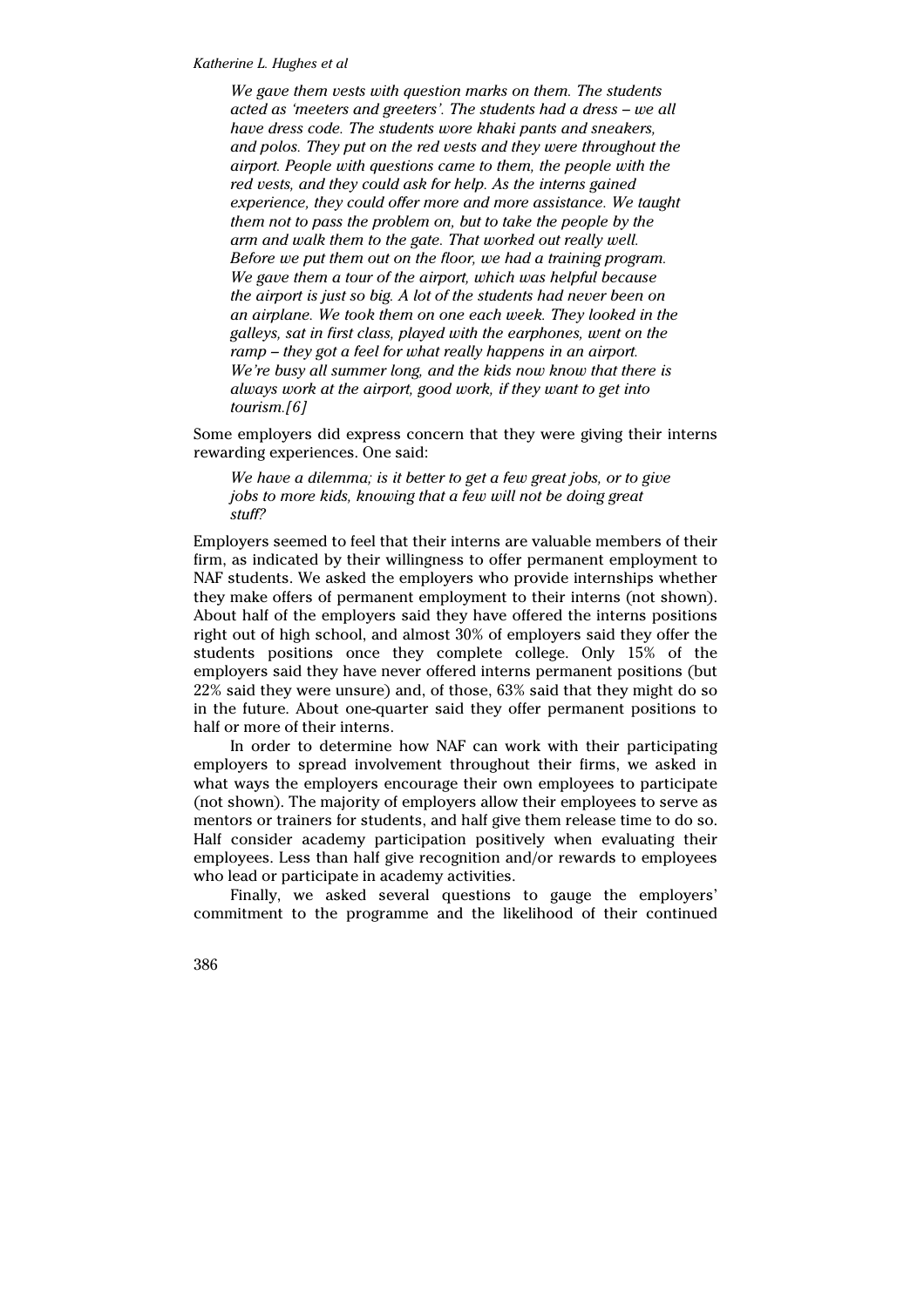> *We gave them vests with question marks on them. The students acted as 'meeters and greeters'. The students had a dress – we all have dress code. The students wore khaki pants and sneakers, and polos. They put on the red vests and they were throughout the airport. People with questions came to them, the people with the red vests, and they could ask for help. As the interns gained experience, they could offer more and more assistance. We taught them not to pass the problem on, but to take the people by the arm and walk them to the gate. That worked out really well. Before we put them out on the floor, we had a training program. We gave them a tour of the airport, which was helpful because the airport is just so big. A lot of the students had never been on an airplane. We took them on one each week. They looked in the galleys, sat in first class, played with the earphones, went on the ramp – they got a feel for what really happens in an airport. We're busy all summer long, and the kids now know that there is always work at the airport, good work, if they want to get into tourism.[6]*

Some employers did express concern that they were giving their interns rewarding experiences. One said:

> *We have a dilemma; is it better to get a few great jobs, or to give jobs to more kids, knowing that a few will not be doing great stuff?*

Employers seemed to feel that their interns are valuable members of their firm, as indicated by their willingness to offer permanent employment to NAF students. We asked the employers who provide internships whether they make offers of permanent employment to their interns (not shown). About half of the employers said they have offered the interns positions right out of high school, and almost 30% of employers said they offer the students positions once they complete college. Only 15% of the employers said they have never offered interns permanent positions (but 22% said they were unsure) and, of those, 63% said that they might do so in the future. About one-quarter said they offer permanent positions to half or more of their interns.

In order to determine how NAF can work with their participating employers to spread involvement throughout their firms, we asked in what ways the employers encourage their own employees to participate (not shown). The majority of employers allow their employees to serve as mentors or trainers for students, and half give them release time to do so. Half consider academy participation positively when evaluating their employees. Less than half give recognition and/or rewards to employees who lead or participate in academy activities.

Finally, we asked several questions to gauge the employers' commitment to the programme and the likelihood of their continued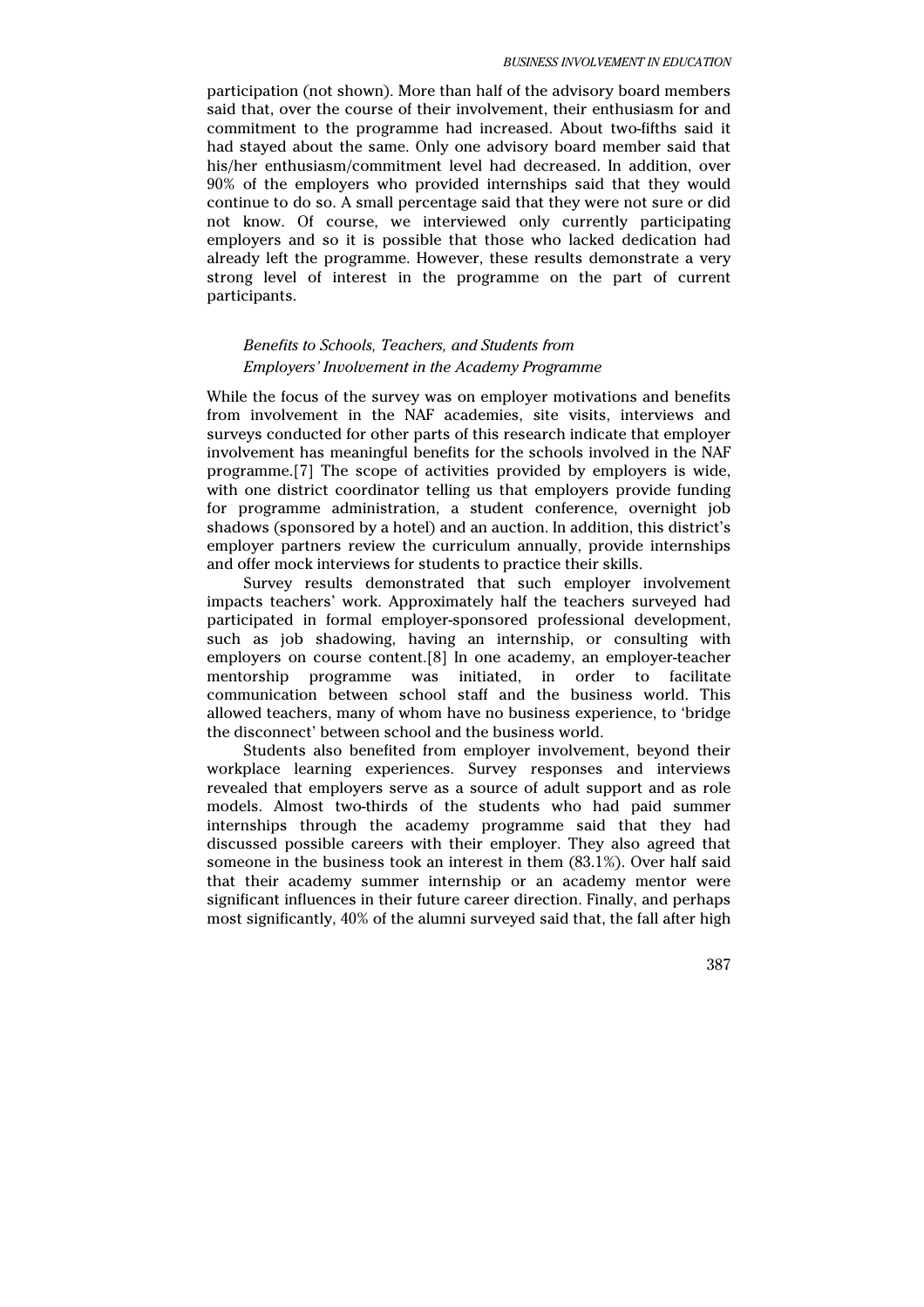participation (not shown). More than half of the advisory board members said that, over the course of their involvement, their enthusiasm for and commitment to the programme had increased. About two-fifths said it had stayed about the same. Only one advisory board member said that his/her enthusiasm/commitment level had decreased. In addition, over 90% of the employers who provided internships said that they would continue to do so. A small percentage said that they were not sure or did not know. Of course, we interviewed only currently participating employers and so it is possible that those who lacked dedication had already left the programme. However, these results demonstrate a very strong level of interest in the programme on the part of current participants.

### *Benefits to Schools, Teachers, and Students from Employers' Involvement in the Academy Programme*

While the focus of the survey was on employer motivations and benefits from involvement in the NAF academies, site visits, interviews and surveys conducted for other parts of this research indicate that employer involvement has meaningful benefits for the schools involved in the NAF programme.[7] The scope of activities provided by employers is wide, with one district coordinator telling us that employers provide funding for programme administration, a student conference, overnight job shadows (sponsored by a hotel) and an auction. In addition, this district's employer partners review the curriculum annually, provide internships and offer mock interviews for students to practice their skills.

Survey results demonstrated that such employer involvement impacts teachers' work. Approximately half the teachers surveyed had participated in formal employer-sponsored professional development, such as job shadowing, having an internship, or consulting with employers on course content.[8] In one academy, an employer-teacher mentorship programme was initiated, in order to facilitate communication between school staff and the business world. This allowed teachers, many of whom have no business experience, to 'bridge the disconnect' between school and the business world.

Students also benefited from employer involvement, beyond their workplace learning experiences. Survey responses and interviews revealed that employers serve as a source of adult support and as role models. Almost two-thirds of the students who had paid summer internships through the academy programme said that they had discussed possible careers with their employer. They also agreed that someone in the business took an interest in them (83.1%). Over half said that their academy summer internship or an academy mentor were significant influences in their future career direction. Finally, and perhaps most significantly, 40% of the alumni surveyed said that, the fall after high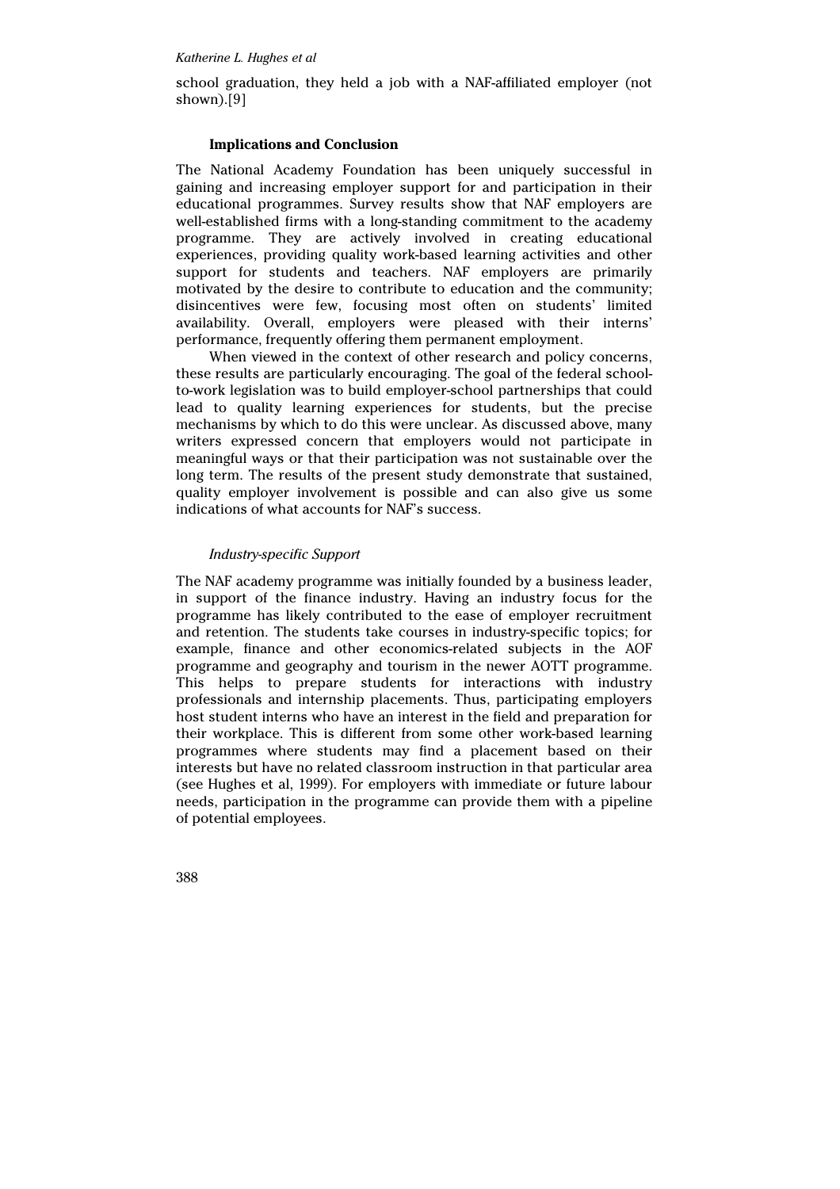school graduation, they held a job with a NAF-affiliated employer (not shown).[9]

## Implications and Conclusion

The National Academy Foundation has been uniquely successful in gaining and increasing employer support for and participation in their educational programmes. Survey results show that NAF employers are well-established firms with a long-standing commitment to the academy programme. They are actively involved in creating educational experiences, providing quality work-based learning activities and other support for students and teachers. NAF employers are primarily motivated by the desire to contribute to education and the community; disincentives were few, focusing most often on students' limited availability. Overall, employers were pleased with their interns' performance, frequently offering them permanent employment.

When viewed in the context of other research and policy concerns, these results are particularly encouraging. The goal of the federal school-to-work legislation was to build employer-school partnerships that could lead to quality learning experiences for students, but the precise mechanisms by which to do this were unclear. As discussed above, many writers expressed concern that employers would not participate in meaningful ways or that their participation was not sustainable over the long term. The results of the present study demonstrate that sustained, quality employer involvement is possible and can also give us some indications of what accounts for NAF's success.

### *Industry-specific Support*

The NAF academy programme was initially founded by a business leader, in support of the finance industry. Having an industry focus for the programme has likely contributed to the ease of employer recruitment and retention. The students take courses in industry-specific topics; for example, finance and other economics-related subjects in the AOF programme and geography and tourism in the newer AOTT programme. This helps to prepare students for interactions with industry professionals and internship placements. Thus, participating employers host student interns who have an interest in the field and preparation for their workplace. This is different from some other work-based learning programmes where students may find a placement based on their interests but have no related classroom instruction in that particular area (see Hughes et al, 1999). For employers with immediate or future labour needs, participation in the programme can provide them with a pipeline of potential employees.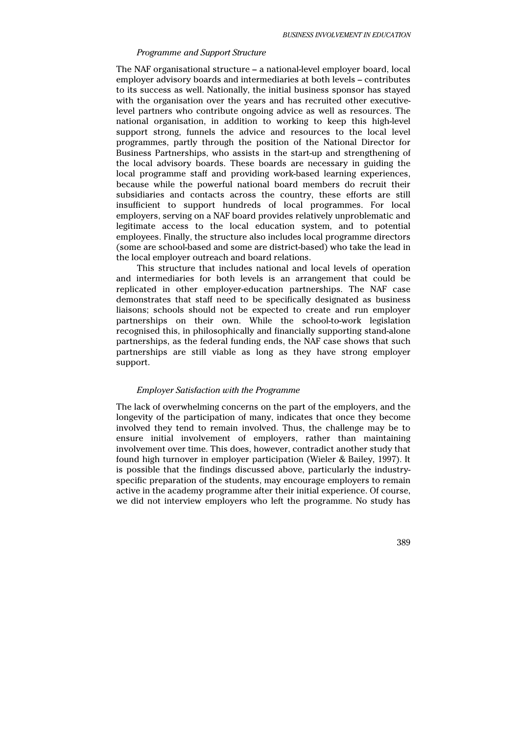### *Programme and Support Structure*

The NAF organisational structure – a national-level employer board, local employer advisory boards and intermediaries at both levels – contributes to its success as well. Nationally, the initial business sponsor has stayed with the organisation over the years and has recruited other executive-level partners who contribute ongoing advice as well as resources. The national organisation, in addition to working to keep this high-level support strong, funnels the advice and resources to the local level programmes, partly through the position of the National Director for Business Partnerships, who assists in the start-up and strengthening of the local advisory boards. These boards are necessary in guiding the local programme staff and providing work-based learning experiences, because while the powerful national board members do recruit their subsidiaries and contacts across the country, these efforts are still insufficient to support hundreds of local programmes. For local employers, serving on a NAF board provides relatively unproblematic and legitimate access to the local education system, and to potential employees. Finally, the structure also includes local programme directors (some are school-based and some are district-based) who take the lead in the local employer outreach and board relations.

This structure that includes national and local levels of operation and intermediaries for both levels is an arrangement that could be replicated in other employer-education partnerships. The NAF case demonstrates that staff need to be specifically designated as business liaisons; schools should not be expected to create and run employer partnerships on their own. While the school-to-work legislation recognised this, in philosophically and financially supporting stand-alone partnerships, as the federal funding ends, the NAF case shows that such partnerships are still viable as long as they have strong employer support.

### *Employer Satisfaction with the Programme*

The lack of overwhelming concerns on the part of the employers, and the longevity of the participation of many, indicates that once they become involved they tend to remain involved. Thus, the challenge may be to ensure initial involvement of employers, rather than maintaining involvement over time. This does, however, contradict another study that found high turnover in employer participation (Wieler & Bailey, 1997). It is possible that the findings discussed above, particularly the industry-specific preparation of the students, may encourage employers to remain active in the academy programme after their initial experience. Of course, we did not interview employers who left the programme. No study has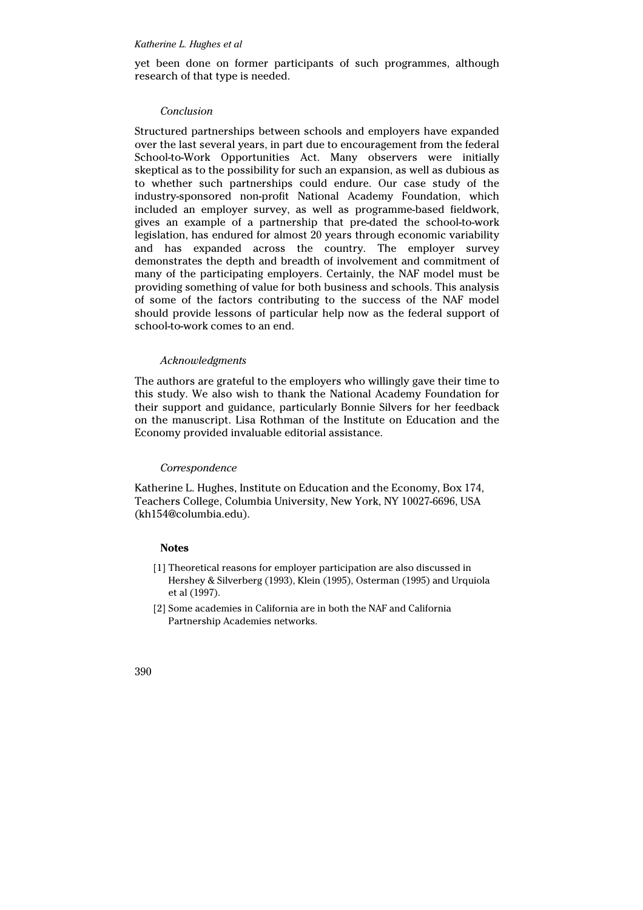yet been done on former participants of such programmes, although research of that type is needed.

### *Conclusion*

Structured partnerships between schools and employers have expanded over the last several years, in part due to encouragement from the federal School-to-Work Opportunities Act. Many observers were initially skeptical as to the possibility for such an expansion, as well as dubious as to whether such partnerships could endure. Our case study of the industry-sponsored non-profit National Academy Foundation, which included an employer survey, as well as programme-based fieldwork, gives an example of a partnership that pre-dated the school-to-work legislation, has endured for almost 20 years through economic variability and has expanded across the country. The employer survey demonstrates the depth and breadth of involvement and commitment of many of the participating employers. Certainly, the NAF model must be providing something of value for both business and schools. This analysis of some of the factors contributing to the success of the NAF model should provide lessons of particular help now as the federal support of school-to-work comes to an end.

### *Acknowledgments*

The authors are grateful to the employers who willingly gave their time to this study. We also wish to thank the National Academy Foundation for their support and guidance, particularly Bonnie Silvers for her feedback on the manuscript. Lisa Rothman of the Institute on Education and the Economy provided invaluable editorial assistance.

### *Correspondence*

Katherine L. Hughes, Institute on Education and the Economy, Box 174, Teachers College, Columbia University, New York, NY 10027-6696, USA (kh154@columbia.edu).

### **Notes**

[1] Theoretical reasons for employer participation are also discussed in Hershey & Silverberg (1993), Klein (1995), Osterman (1995) and Urquiola et al (1997).

[2] Some academies in California are in both the NAF and California Partnership Academies networks.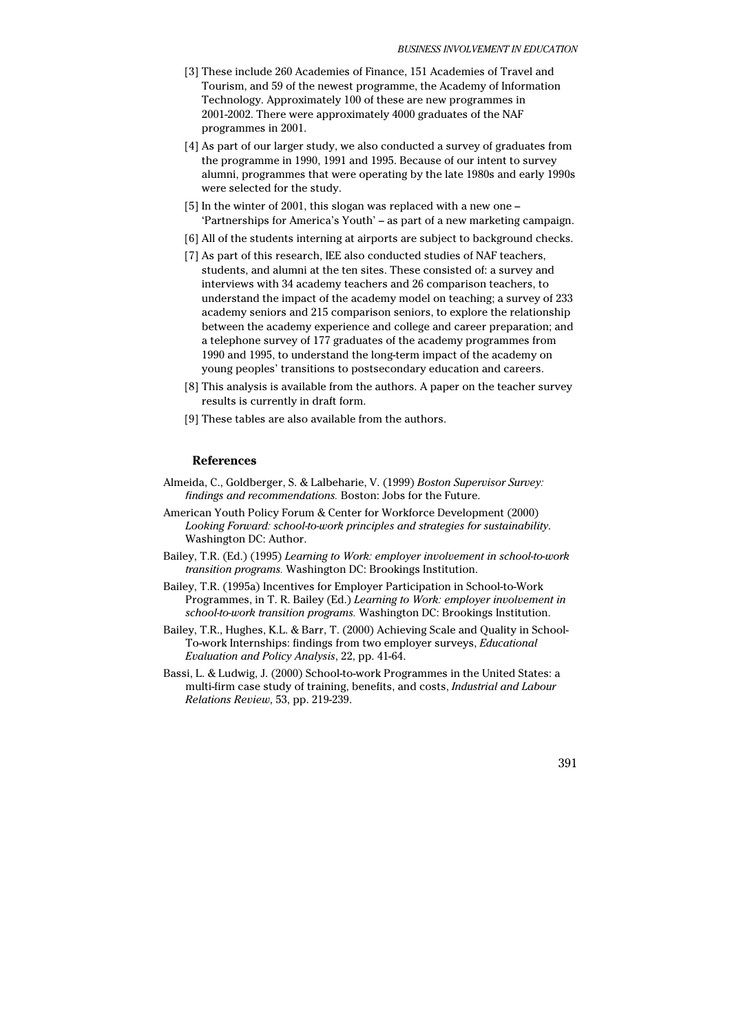[3] These include 260 Academies of Finance, 151 Academies of Travel and Tourism, and 59 of the newest programme, the Academy of Information Technology. Approximately 100 of these are new programmes in 2001-2002. There were approximately 4000 graduates of the NAF programmes in 2001.

[4] As part of our larger study, we also conducted a survey of graduates from the programme in 1990, 1991 and 1995. Because of our intent to survey alumni, programmes that were operating by the late 1980s and early 1990s were selected for the study.

[5] In the winter of 2001, this slogan was replaced with a new one – 'Partnerships for America's Youth' – as part of a new marketing campaign.

[6] All of the students interning at airports are subject to background checks.

[7] As part of this research, IEE also conducted studies of NAF teachers, students, and alumni at the ten sites. These consisted of: a survey and interviews with 34 academy teachers and 26 comparison teachers, to understand the impact of the academy model on teaching; a survey of 233 academy seniors and 215 comparison seniors, to explore the relationship between the academy experience and college and career preparation; and a telephone survey of 177 graduates of the academy programmes from 1990 and 1995, to understand the long-term impact of the academy on young peoples' transitions to postsecondary education and careers.

[8] This analysis is available from the authors. A paper on the teacher survey results is currently in draft form.

[9] These tables are also available from the authors.

## References

Almeida, C., Goldberger, S. & Lalbeharie, V. (1999) *Boston Supervisor Survey: findings and recommendations.* Boston: Jobs for the Future.

American Youth Policy Forum & Center for Workforce Development (2000) *Looking Forward: school-to-work principles and strategies for sustainability*. Washington DC: Author.

Bailey, T.R. (Ed.) (1995) *Learning to Work: employer involvement in school-to-work transition programs.* Washington DC: Brookings Institution.

Bailey, T.R. (1995a) Incentives for Employer Participation in School-to-Work Programmes, in T. R. Bailey (Ed.) *Learning to Work: employer involvement in school-to-work transition programs.* Washington DC: Brookings Institution.

Bailey, T.R., Hughes, K.L. & Barr, T. (2000) Achieving Scale and Quality in School-To-work Internships: findings from two employer surveys, *Educational Evaluation and Policy Analysis*, 22, pp. 41-64.

Bassi, L. & Ludwig, J. (2000) School-to-work Programmes in the United States: a multi-firm case study of training, benefits, and costs, *Industrial and Labour Relations Review*, 53, pp. 219-239.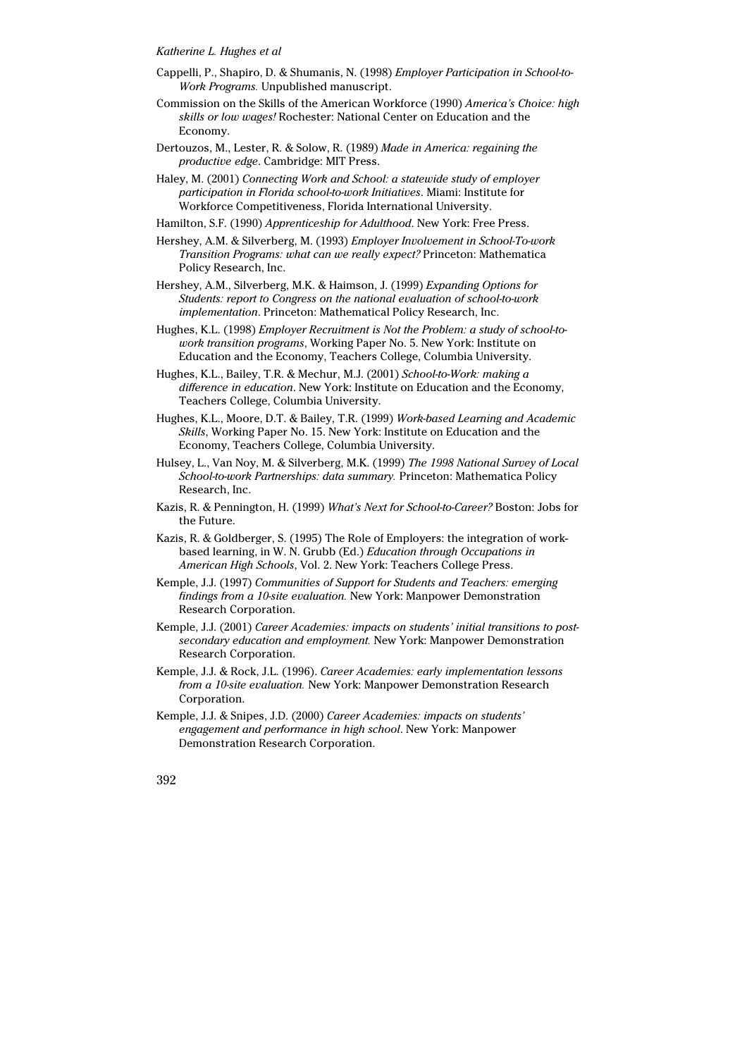Cappelli, P., Shapiro, D. & Shumanis, N. (1998) *Employer Participation in School-to-Work Programs.* Unpublished manuscript.

Commission on the Skills of the American Workforce (1990) *America's Choice: high skills or low wages!* Rochester: National Center on Education and the Economy.

Dertouzos, M., Lester, R. & Solow, R. (1989) *Made in America: regaining the productive edge*. Cambridge: MIT Press.

Haley, M. (2001) *Connecting Work and School: a statewide study of employer participation in Florida school-to-work Initiatives*. Miami: Institute for Workforce Competitiveness, Florida International University.

Hamilton, S.F. (1990) *Apprenticeship for Adulthood*. New York: Free Press.

Hershey, A.M. & Silverberg, M. (1993) *Employer Involvement in School-To-work Transition Programs: what can we really expect?* Princeton: Mathematica Policy Research, Inc.

Hershey, A.M., Silverberg, M.K. & Haimson, J. (1999) *Expanding Options for Students: report to Congress on the national evaluation of school-to-work implementation*. Princeton: Mathematical Policy Research, Inc.

Hughes, K.L. (1998) *Employer Recruitment is Not the Problem: a study of school-to-work transition programs*, Working Paper No. 5. New York: Institute on Education and the Economy, Teachers College, Columbia University.

Hughes, K.L., Bailey, T.R. & Mechur, M.J. (2001) *School-to-Work: making a difference in education*. New York: Institute on Education and the Economy, Teachers College, Columbia University.

Hughes, K.L., Moore, D.T. & Bailey, T.R. (1999) *Work-based Learning and Academic Skills*, Working Paper No. 15. New York: Institute on Education and the Economy, Teachers College, Columbia University.

Hulsey, L., Van Noy, M. & Silverberg, M.K. (1999) *The 1998 National Survey of Local School-to-work Partnerships: data summary.* Princeton: Mathematica Policy Research, Inc.

Kazis, R. & Pennington, H. (1999) *What's Next for School-to-Career?* Boston: Jobs for the Future.

Kazis, R. & Goldberger, S. (1995) The Role of Employers: the integration of work-based learning, in W. N. Grubb (Ed.) *Education through Occupations in American High Schools*, Vol. 2. New York: Teachers College Press.

Kemple, J.J. (1997) *Communities of Support for Students and Teachers: emerging findings from a 10-site evaluation.* New York: Manpower Demonstration Research Corporation.

Kemple, J.J. (2001) *Career Academies: impacts on students' initial transitions to post-secondary education and employment.* New York: Manpower Demonstration Research Corporation.

Kemple, J.J. & Rock, J.L. (1996). *Career Academies: early implementation lessons from a 10-site evaluation.* New York: Manpower Demonstration Research Corporation.

Kemple, J.J. & Snipes, J.D. (2000) *Career Academies: impacts on students' engagement and performance in high school*. New York: Manpower Demonstration Research Corporation.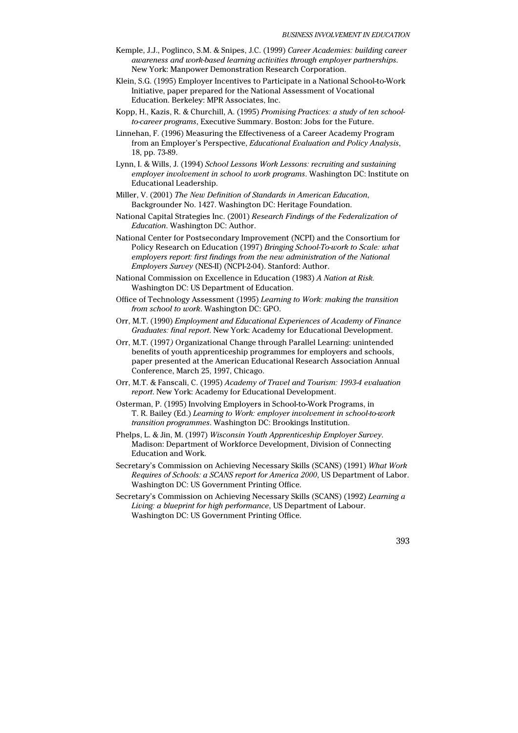Kemple, J.J., Poglinco, S.M. & Snipes, J.C. (1999) *Career Academies: building career awareness and work-based learning activities through employer partnerships*. New York: Manpower Demonstration Research Corporation.

Klein, S.G. (1995) Employer Incentives to Participate in a National School-to-Work Initiative, paper prepared for the National Assessment of Vocational Education. Berkeley: MPR Associates, Inc.

Kopp, H., Kazis, R. & Churchill, A. (1995) *Promising Practices: a study of ten school-to-career programs*, Executive Summary. Boston: Jobs for the Future.

Linnehan, F. (1996) Measuring the Effectiveness of a Career Academy Program from an Employer's Perspective, *Educational Evaluation and Policy Analysis*, 18, pp. 73-89.

Lynn, I. & Wills, J. (1994) *School Lessons Work Lessons: recruiting and sustaining employer involvement in school to work programs*. Washington DC: Institute on Educational Leadership.

Miller, V. (2001) *The New Definition of Standards in American Education*, Backgrounder No. 1427. Washington DC: Heritage Foundation.

National Capital Strategies Inc. (2001) *Research Findings of the Federalization of Education*. Washington DC: Author.

National Center for Postsecondary Improvement (NCPI) and the Consortium for Policy Research on Education (1997) *Bringing School-To-work to Scale: what employers report: first findings from the new administration of the National Employers Survey* (NES-II) (NCPI-2-04). Stanford: Author.

National Commission on Excellence in Education (1983) *A Nation at Risk.* Washington DC: US Department of Education.

Office of Technology Assessment (1995) *Learning to Work: making the transition from school to work*. Washington DC: GPO.

Orr, M.T. (1990) *Employment and Educational Experiences of Academy of Finance Graduates: final report*. New York: Academy for Educational Development.

Orr, M.T. (1997) Organizational Change through Parallel Learning: unintended benefits of youth apprenticeship programmes for employers and schools, paper presented at the American Educational Research Association Annual Conference, March 25, 1997, Chicago.

Orr, M.T. & Fanscali, C. (1995) *Academy of Travel and Tourism: 1993-4 evaluation report*. New York: Academy for Educational Development.

Osterman, P. (1995) Involving Employers in School-to-Work Programs, in T. R. Bailey (Ed.) *Learning to Work: employer involvement in school-to-work transition programmes*. Washington DC: Brookings Institution.

Phelps, L. & Jin, M. (1997) *Wisconsin Youth Apprenticeship Employer Survey*. Madison: Department of Workforce Development, Division of Connecting Education and Work.

Secretary's Commission on Achieving Necessary Skills (SCANS) (1991) *What Work Requires of Schools: a SCANS report for America 2000*, US Department of Labor. Washington DC: US Government Printing Office.

Secretary's Commission on Achieving Necessary Skills (SCANS) (1992) *Learning a Living: a blueprint for high performance*, US Department of Labour. Washington DC: US Government Printing Office.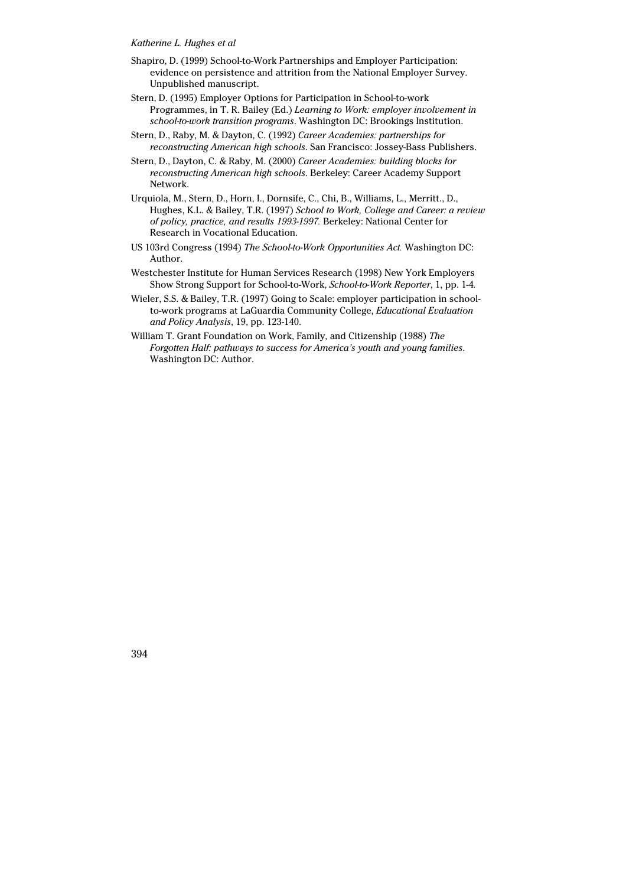Shapiro, D. (1999) School-to-Work Partnerships and Employer Participation: evidence on persistence and attrition from the National Employer Survey. Unpublished manuscript.

Stern, D. (1995) Employer Options for Participation in School-to-work Programmes, in T. R. Bailey (Ed.) *Learning to Work: employer involvement in school-to-work transition programs*. Washington DC: Brookings Institution.

Stern, D., Raby, M. & Dayton, C. (1992) *Career Academies: partnerships for reconstructing American high schools*. San Francisco: Jossey-Bass Publishers.

Stern, D., Dayton, C. & Raby, M. (2000) *Career Academies: building blocks for reconstructing American high schools*. Berkeley: Career Academy Support Network.

Urquiola, M., Stern, D., Horn, I., Dornsife, C., Chi, B., Williams, L., Merritt., D., Hughes, K.L. & Bailey, T.R. (1997) *School to Work, College and Career: a review of policy, practice, and results 1993-1997.* Berkeley: National Center for Research in Vocational Education.

US 103rd Congress (1994) *The School-to-Work Opportunities Act.* Washington DC: Author.

Westchester Institute for Human Services Research (1998) New York Employers Show Strong Support for School-to-Work, *School-to-Work Reporter*, 1, pp. 1-4.

Wieler, S.S. & Bailey, T.R. (1997) Going to Scale: employer participation in school-to-work programs at LaGuardia Community College, *Educational Evaluation and Policy Analysis*, 19, pp. 123-140.

William T. Grant Foundation on Work, Family, and Citizenship (1988) *The Forgotten Half: pathways to success for America's youth and young families*. Washington DC: Author.